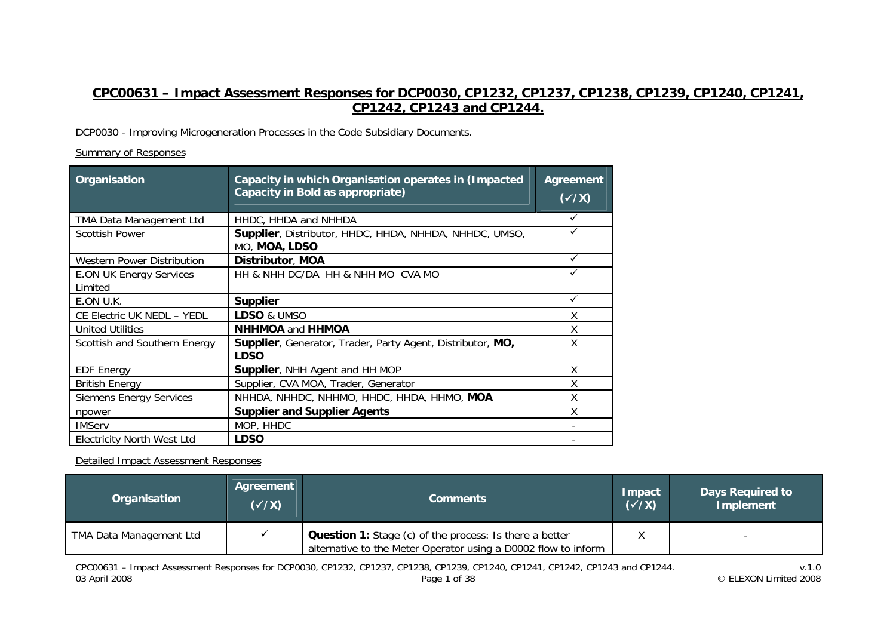# CPC00631 – Impact Assessment Responses for DCP0030, CP1232, CP1237, CP1238, CP1239, CP1240, CP1241, CP1242, CP1243 and CP1244.

DCP0030 - Improving Microgeneration Processes in the Code Subsidiary Documents.

Summary of Responses

| Organisation | Capacity in which Organisation operates in (Impacted Capacity in Bold as appropriate) | Agreement (✓/X) |
|---|---|---|
| TMA Data Management Ltd | HHDC, HHDA and NHHDA | ✓ |
| Scottish Power | **Supplier**, Distributor, HHDC, HHDA, NHHDA, NHHDC, UMSO, MO, **MOA, LDSO** | ✓ |
| Western Power Distribution | **Distributor**, **MOA** | ✓ |
| E.ON UK Energy Services Limited | HH & NHH DC/DA HH & NHH MO CVA MO | ✓ |
| E.ON U.K. | **Supplier** | ✓ |
| CE Electric UK NEDL – YEDL | **LDSO** & UMSO | X |
| United Utilities | **NHHMOA** and **HHMOA** | X |
| Scottish and Southern Energy | **Supplier**, Generator, Trader, Party Agent, Distributor, **MO, LDSO** | X |
| EDF Energy | **Supplier**, NHH Agent and HH MOP | X |
| British Energy | Supplier, CVA MOA, Trader, Generator | X |
| Siemens Energy Services | NHHDA, NHHDC, NHHMO, HHDC, HHDA, HHMO, **MOA** | X |
| npower | **Supplier and Supplier Agents** | X |
| IMServ | MOP, HHDC | - |
| Electricity North West Ltd | **LDSO** | - |

Detailed Impact Assessment Responses

| Organisation | Agreement (✓/X) | Comments | Impact (✓/X) | Days Required to Implement |
|---|---|---|---|---|
| TMA Data Management Ltd | ✓ | **Question 1:** Stage (c) of the process: Is there a better alternative to the Meter Operator using a D0002 flow to inform | X | - |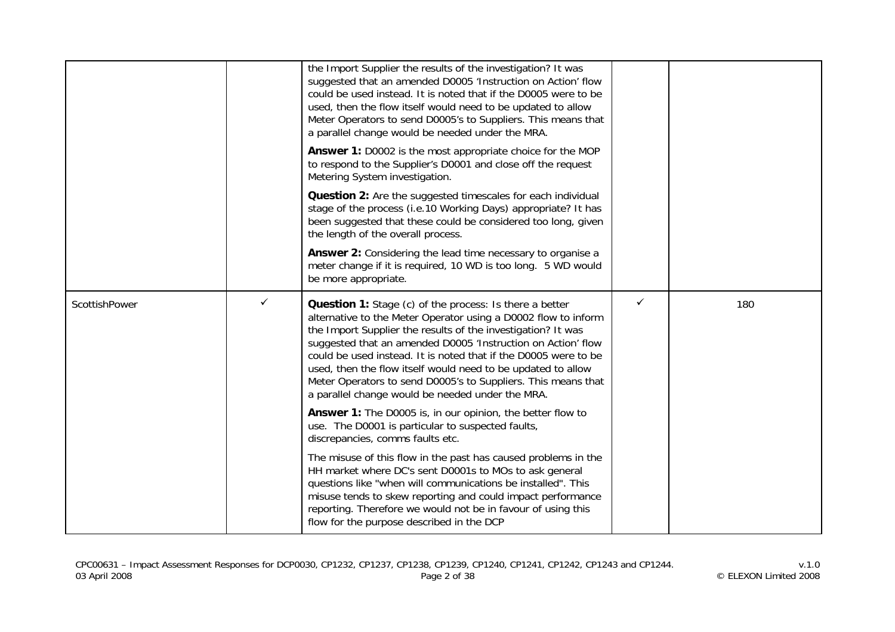|  |  |  |  |  |
|---|---|---|---|---|
|  |  | the Import Supplier the results of the investigation? It was suggested that an amended D0005 'Instruction on Action' flow could be used instead. It is noted that if the D0005 were to be used, then the flow itself would need to be updated to allow Meter Operators to send D0005's to Suppliers. This means that a parallel change would be needed under the MRA.<br><br>**Answer 1:** D0002 is the most appropriate choice for the MOP to respond to the Supplier's D0001 and close off the request Metering System investigation.<br><br>**Question 2:** Are the suggested timescales for each individual stage of the process (i.e.10 Working Days) appropriate? It has been suggested that these could be considered too long, given the length of the overall process.<br><br>**Answer 2:** Considering the lead time necessary to organise a meter change if it is required, 10 WD is too long. 5 WD would be more appropriate. |  |  |
| ScottishPower | ✓ | **Question 1:** Stage (c) of the process: Is there a better alternative to the Meter Operator using a D0002 flow to inform the Import Supplier the results of the investigation? It was suggested that an amended D0005 'Instruction on Action' flow could be used instead. It is noted that if the D0005 were to be used, then the flow itself would need to be updated to allow Meter Operators to send D0005's to Suppliers. This means that a parallel change would be needed under the MRA.<br><br>**Answer 1:** The D0005 is, in our opinion, the better flow to use. The D0001 is particular to suspected faults, discrepancies, comms faults etc.<br><br>The misuse of this flow in the past has caused problems in the HH market where DC's sent D0001s to MOs to ask general questions like "when will communications be installed". This misuse tends to skew reporting and could impact performance reporting. Therefore we would not be in favour of using this flow for the purpose described in the DCP | ✓ | 180 |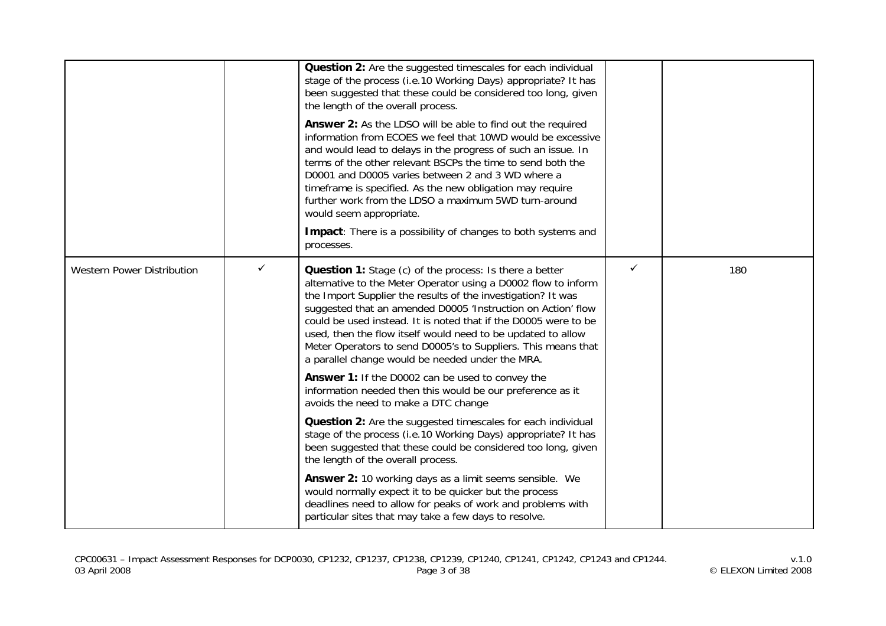| | | | | |
|---|---|---|---|---|
| | | **Question 2:** Are the suggested timescales for each individual stage of the process (i.e.10 Working Days) appropriate? It has been suggested that these could be considered too long, given the length of the overall process.<br><br>**Answer 2:** As the LDSO will be able to find out the required information from ECOES we feel that 10WD would be excessive and would lead to delays in the progress of such an issue. In terms of the other relevant BSCPs the time to send both the D0001 and D0005 varies between 2 and 3 WD where a timeframe is specified. As the new obligation may require further work from the LDSO a maximum 5WD turn-around would seem appropriate.<br><br>**Impact**: There is a possibility of changes to both systems and processes. | | |
| Western Power Distribution | ✓ | **Question 1:** Stage (c) of the process: Is there a better alternative to the Meter Operator using a D0002 flow to inform the Import Supplier the results of the investigation? It was suggested that an amended D0005 'Instruction on Action' flow could be used instead. It is noted that if the D0005 were to be used, then the flow itself would need to be updated to allow Meter Operators to send D0005's to Suppliers. This means that a parallel change would be needed under the MRA.<br><br>**Answer 1:** If the D0002 can be used to convey the information needed then this would be our preference as it avoids the need to make a DTC change<br><br>**Question 2:** Are the suggested timescales for each individual stage of the process (i.e.10 Working Days) appropriate? It has been suggested that these could be considered too long, given the length of the overall process.<br><br>**Answer 2:** 10 working days as a limit seems sensible. We would normally expect it to be quicker but the process deadlines need to allow for peaks of work and problems with particular sites that may take a few days to resolve. | ✓ | 180 |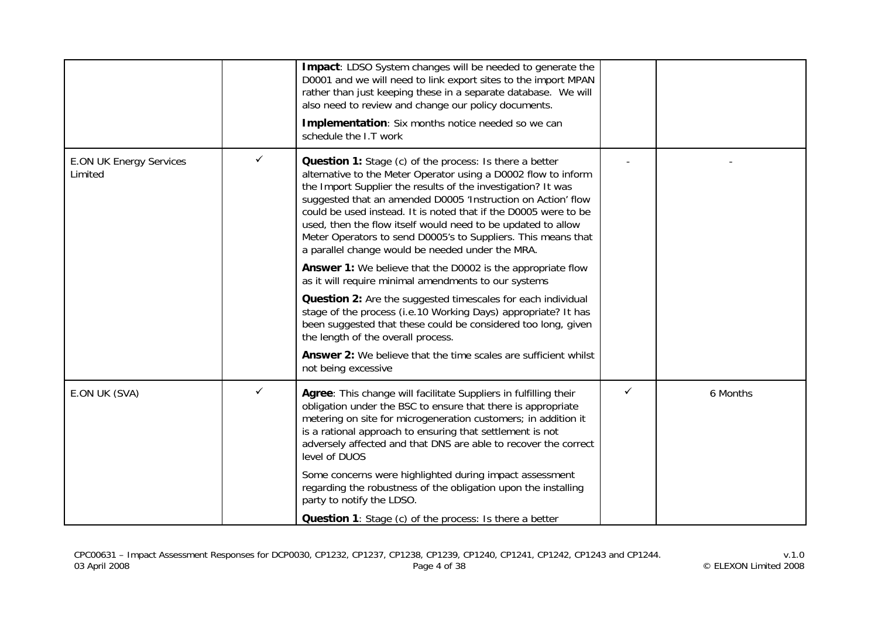| | | | | |
|---|---|---|---|---|
| | | **Impact**: LDSO System changes will be needed to generate the D0001 and we will need to link export sites to the import MPAN rather than just keeping these in a separate database. We will also need to review and change our policy documents.<br><br>**Implementation**: Six months notice needed so we can schedule the I.T work | | |
| E.ON UK Energy Services Limited | ✓ | **Question 1:** Stage (c) of the process: Is there a better alternative to the Meter Operator using a D0002 flow to inform the Import Supplier the results of the investigation? It was suggested that an amended D0005 'Instruction on Action' flow could be used instead. It is noted that if the D0005 were to be used, then the flow itself would need to be updated to allow Meter Operators to send D0005's to Suppliers. This means that a parallel change would be needed under the MRA.<br><br>**Answer 1:** We believe that the D0002 is the appropriate flow as it will require minimal amendments to our systems<br><br>**Question 2:** Are the suggested timescales for each individual stage of the process (i.e.10 Working Days) appropriate? It has been suggested that these could be considered too long, given the length of the overall process.<br><br>**Answer 2:** We believe that the time scales are sufficient whilst not being excessive | - | - |
| E.ON UK (SVA) | ✓ | **Agree**: This change will facilitate Suppliers in fulfilling their obligation under the BSC to ensure that there is appropriate metering on site for microgeneration customers; in addition it is a rational approach to ensuring that settlement is not adversely affected and that DNS are able to recover the correct level of DUOS<br><br>Some concerns were highlighted during impact assessment regarding the robustness of the obligation upon the installing party to notify the LDSO.<br><br>**Question 1**: Stage (c) of the process: Is there a better | ✓ | 6 Months |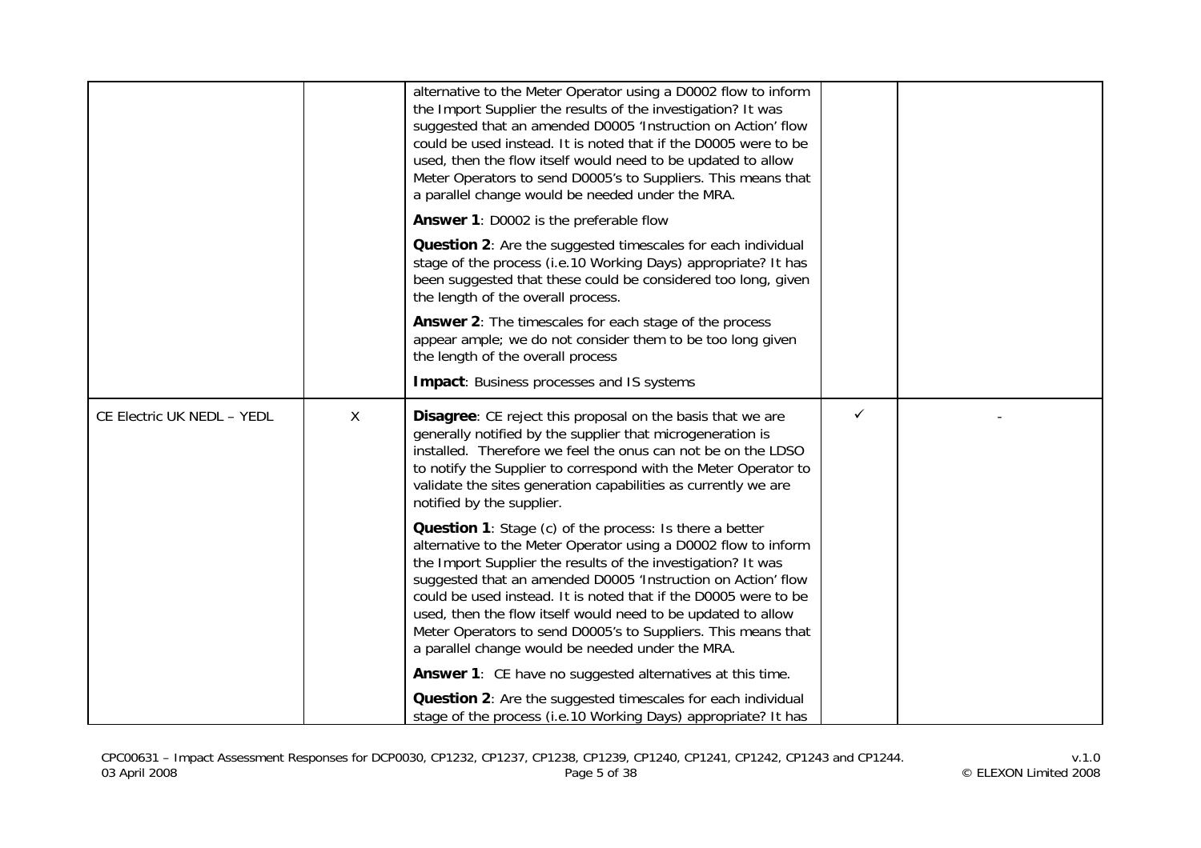| | | | | |
|---|---|---|---|---|
| | | alternative to the Meter Operator using a D0002 flow to inform the Import Supplier the results of the investigation? It was suggested that an amended D0005 'Instruction on Action' flow could be used instead. It is noted that if the D0005 were to be used, then the flow itself would need to be updated to allow Meter Operators to send D0005's to Suppliers. This means that a parallel change would be needed under the MRA.<br><br>**Answer 1**: D0002 is the preferable flow<br><br>**Question 2**: Are the suggested timescales for each individual stage of the process (i.e.10 Working Days) appropriate? It has been suggested that these could be considered too long, given the length of the overall process.<br><br>**Answer 2**: The timescales for each stage of the process appear ample; we do not consider them to be too long given the length of the overall process<br><br>**Impact**: Business processes and IS systems | | |
| CE Electric UK NEDL – YEDL | X | **Disagree**: CE reject this proposal on the basis that we are generally notified by the supplier that microgeneration is installed. Therefore we feel the onus can not be on the LDSO to notify the Supplier to correspond with the Meter Operator to validate the sites generation capabilities as currently we are notified by the supplier.<br><br>**Question 1**: Stage (c) of the process: Is there a better alternative to the Meter Operator using a D0002 flow to inform the Import Supplier the results of the investigation? It was suggested that an amended D0005 'Instruction on Action' flow could be used instead. It is noted that if the D0005 were to be used, then the flow itself would need to be updated to allow Meter Operators to send D0005's to Suppliers. This means that a parallel change would be needed under the MRA.<br><br>**Answer 1**: CE have no suggested alternatives at this time.<br><br>**Question 2**: Are the suggested timescales for each individual stage of the process (i.e.10 Working Days) appropriate? It has | ✓ | - |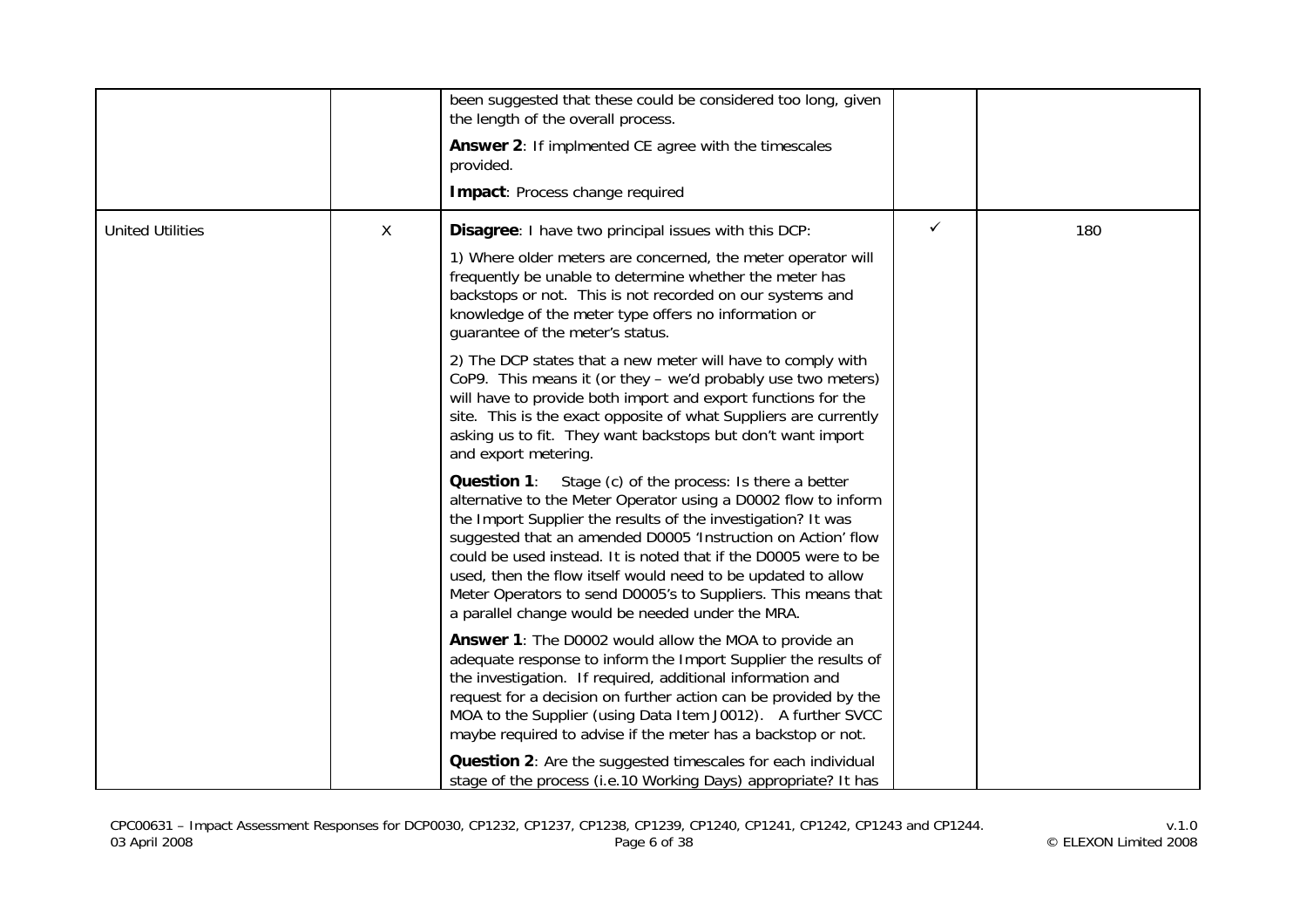| | | | | |
|---|---|---|---|---|
| | | been suggested that these could be considered too long, given the length of the overall process.<br><br>**Answer 2**: If implmented CE agree with the timescales provided.<br><br>**Impact**: Process change required | | |
| United Utilities | X | **Disagree**: I have two principal issues with this DCP:<br><br>1) Where older meters are concerned, the meter operator will frequently be unable to determine whether the meter has backstops or not. This is not recorded on our systems and knowledge of the meter type offers no information or guarantee of the meter's status.<br><br>2) The DCP states that a new meter will have to comply with CoP9. This means it (or they – we'd probably use two meters) will have to provide both import and export functions for the site. This is the exact opposite of what Suppliers are currently asking us to fit. They want backstops but don't want import and export metering.<br><br>**Question 1**: Stage (c) of the process: Is there a better alternative to the Meter Operator using a D0002 flow to inform the Import Supplier the results of the investigation? It was suggested that an amended D0005 'Instruction on Action' flow could be used instead. It is noted that if the D0005 were to be used, then the flow itself would need to be updated to allow Meter Operators to send D0005's to Suppliers. This means that a parallel change would be needed under the MRA.<br><br>**Answer 1**: The D0002 would allow the MOA to provide an adequate response to inform the Import Supplier the results of the investigation. If required, additional information and request for a decision on further action can be provided by the MOA to the Supplier (using Data Item J0012). A further SVCC maybe required to advise if the meter has a backstop or not.<br><br>**Question 2**: Are the suggested timescales for each individual stage of the process (i.e.10 Working Days) appropriate? It has | ✓ | 180 |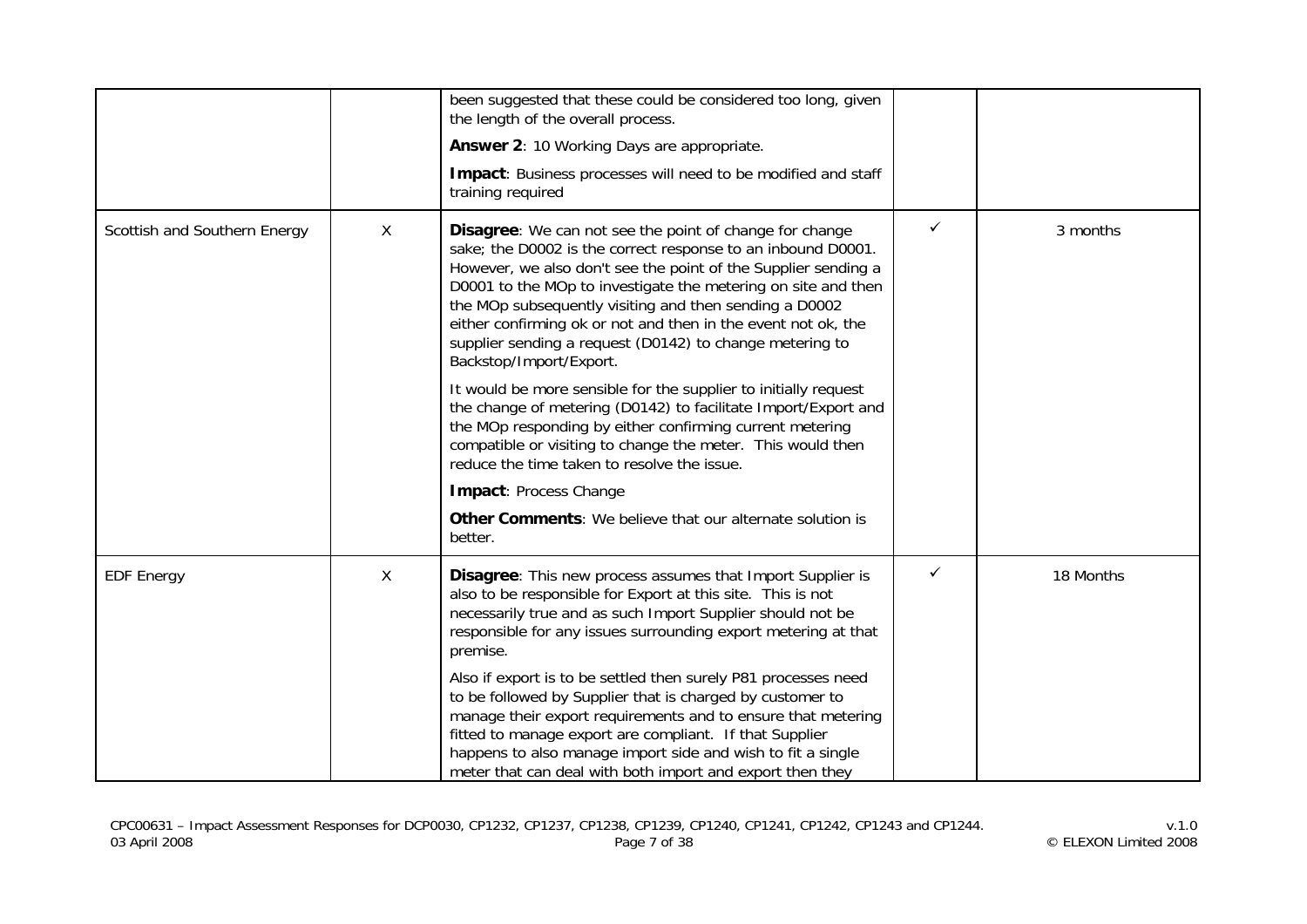| | | | | |
|---|---|---|---|---|
| | | been suggested that these could be considered too long, given the length of the overall process.<br><br>**Answer 2**: 10 Working Days are appropriate.<br><br>**Impact**: Business processes will need to be modified and staff training required | | |
| Scottish and Southern Energy | X | **Disagree**: We can not see the point of change for change sake; the D0002 is the correct response to an inbound D0001. However, we also don't see the point of the Supplier sending a D0001 to the MOp to investigate the metering on site and then the MOp subsequently visiting and then sending a D0002 either confirming ok or not and then in the event not ok, the supplier sending a request (D0142) to change metering to Backstop/Import/Export.<br><br>It would be more sensible for the supplier to initially request the change of metering (D0142) to facilitate Import/Export and the MOp responding by either confirming current metering compatible or visiting to change the meter. This would then reduce the time taken to resolve the issue.<br><br>**Impact**: Process Change<br><br>**Other Comments**: We believe that our alternate solution is better. | ✓ | 3 months |
| EDF Energy | X | **Disagree**: This new process assumes that Import Supplier is also to be responsible for Export at this site. This is not necessarily true and as such Import Supplier should not be responsible for any issues surrounding export metering at that premise.<br><br>Also if export is to be settled then surely P81 processes need to be followed by Supplier that is charged by customer to manage their export requirements and to ensure that metering fitted to manage export are compliant. If that Supplier happens to also manage import side and wish to fit a single meter that can deal with both import and export then they | ✓ | 18 Months |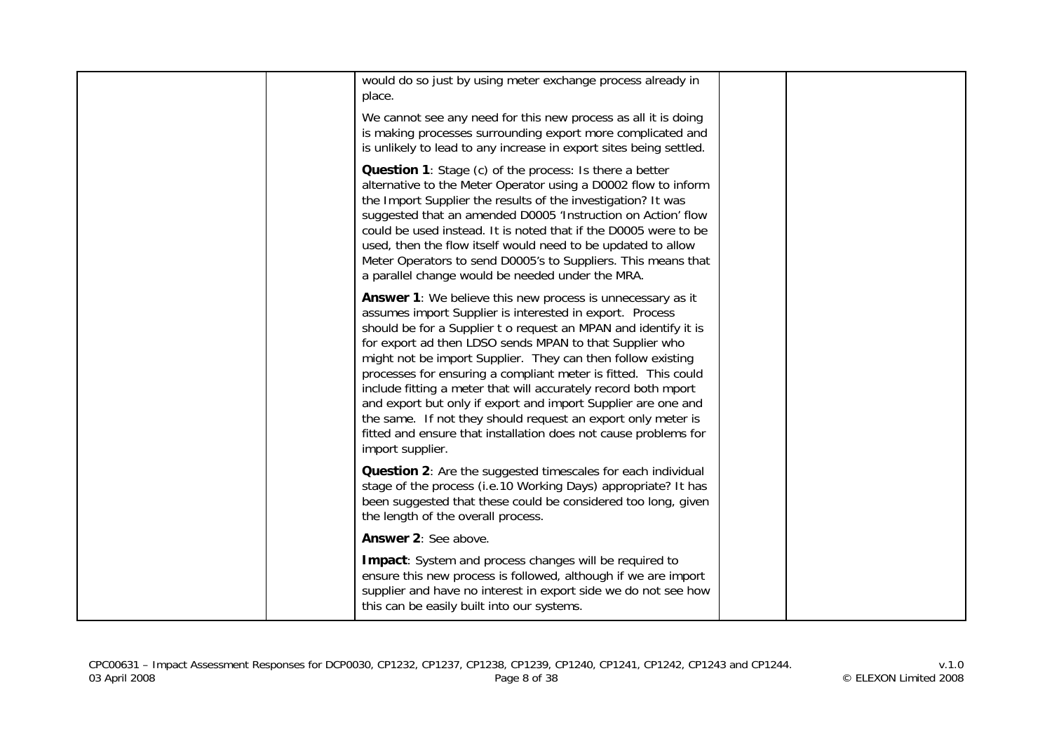| | | | | |
|---|---|---|---|---|
| | | would do so just by using meter exchange process already in place.<br><br>We cannot see any need for this new process as all it is doing is making processes surrounding export more complicated and is unlikely to lead to any increase in export sites being settled.<br><br>**Question 1**: Stage (c) of the process: Is there a better alternative to the Meter Operator using a D0002 flow to inform the Import Supplier the results of the investigation? It was suggested that an amended D0005 'Instruction on Action' flow could be used instead. It is noted that if the D0005 were to be used, then the flow itself would need to be updated to allow Meter Operators to send D0005's to Suppliers. This means that a parallel change would be needed under the MRA.<br><br>**Answer 1**: We believe this new process is unnecessary as it assumes import Supplier is interested in export. Process should be for a Supplier t o request an MPAN and identify it is for export ad then LDSO sends MPAN to that Supplier who might not be import Supplier. They can then follow existing processes for ensuring a compliant meter is fitted. This could include fitting a meter that will accurately record both mport and export but only if export and import Supplier are one and the same. If not they should request an export only meter is fitted and ensure that installation does not cause problems for import supplier.<br><br>**Question 2**: Are the suggested timescales for each individual stage of the process (i.e.10 Working Days) appropriate? It has been suggested that these could be considered too long, given the length of the overall process.<br><br>**Answer 2**: See above.<br><br>**Impact**: System and process changes will be required to ensure this new process is followed, although if we are import supplier and have no interest in export side we do not see how this can be easily built into our systems. | | |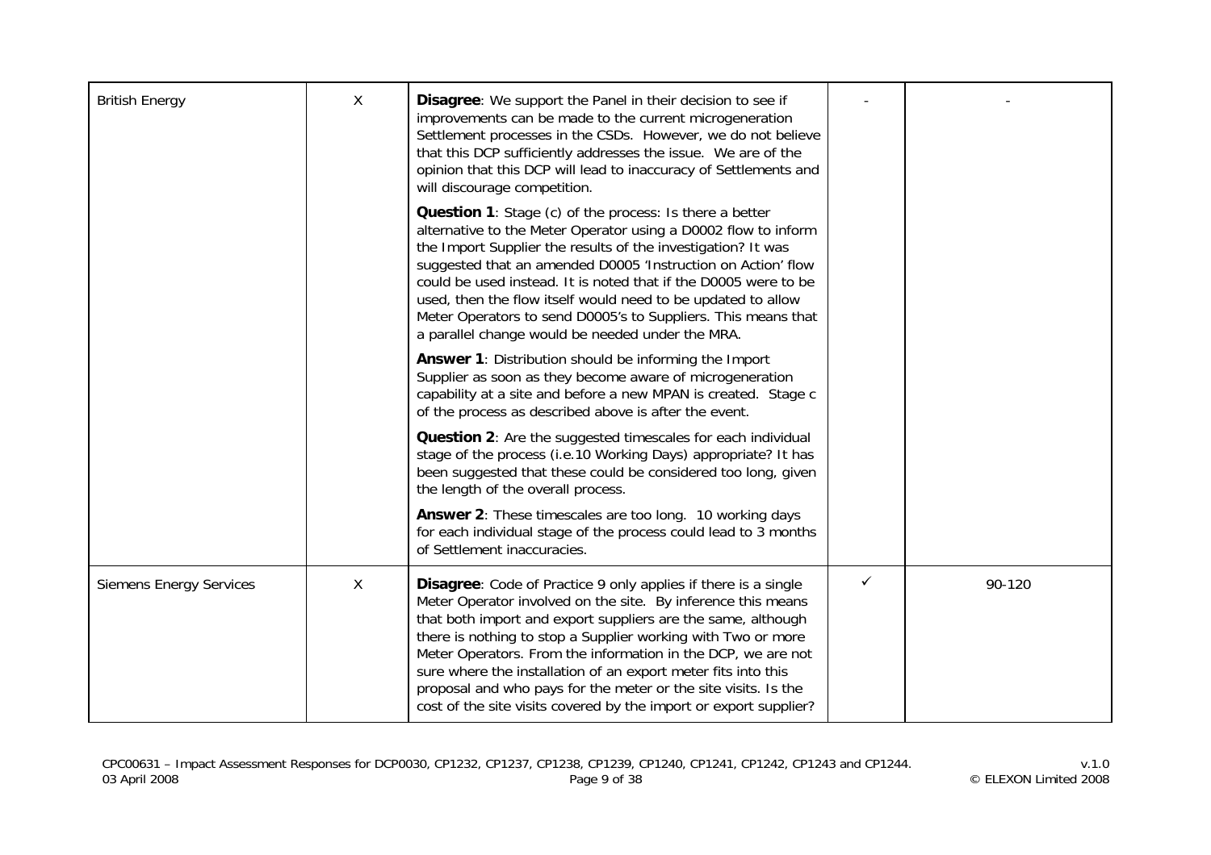| British Energy | X | **Disagree**: We support the Panel in their decision to see if improvements can be made to the current microgeneration Settlement processes in the CSDs. However, we do not believe that this DCP sufficiently addresses the issue. We are of the opinion that this DCP will lead to inaccuracy of Settlements and will discourage competition.<br><br>**Question 1**: Stage (c) of the process: Is there a better alternative to the Meter Operator using a D0002 flow to inform the Import Supplier the results of the investigation? It was suggested that an amended D0005 'Instruction on Action' flow could be used instead. It is noted that if the D0005 were to be used, then the flow itself would need to be updated to allow Meter Operators to send D0005's to Suppliers. This means that a parallel change would be needed under the MRA.<br><br>**Answer 1**: Distribution should be informing the Import Supplier as soon as they become aware of microgeneration capability at a site and before a new MPAN is created. Stage c of the process as described above is after the event.<br><br>**Question 2**: Are the suggested timescales for each individual stage of the process (i.e.10 Working Days) appropriate? It has been suggested that these could be considered too long, given the length of the overall process.<br><br>**Answer 2**: These timescales are too long. 10 working days for each individual stage of the process could lead to 3 months of Settlement inaccuracies. | - | - |
|---|---|---|---|---|
| Siemens Energy Services | X | **Disagree**: Code of Practice 9 only applies if there is a single Meter Operator involved on the site. By inference this means that both import and export suppliers are the same, although there is nothing to stop a Supplier working with Two or more Meter Operators. From the information in the DCP, we are not sure where the installation of an export meter fits into this proposal and who pays for the meter or the site visits. Is the cost of the site visits covered by the import or export supplier? | ✓ | 90-120 |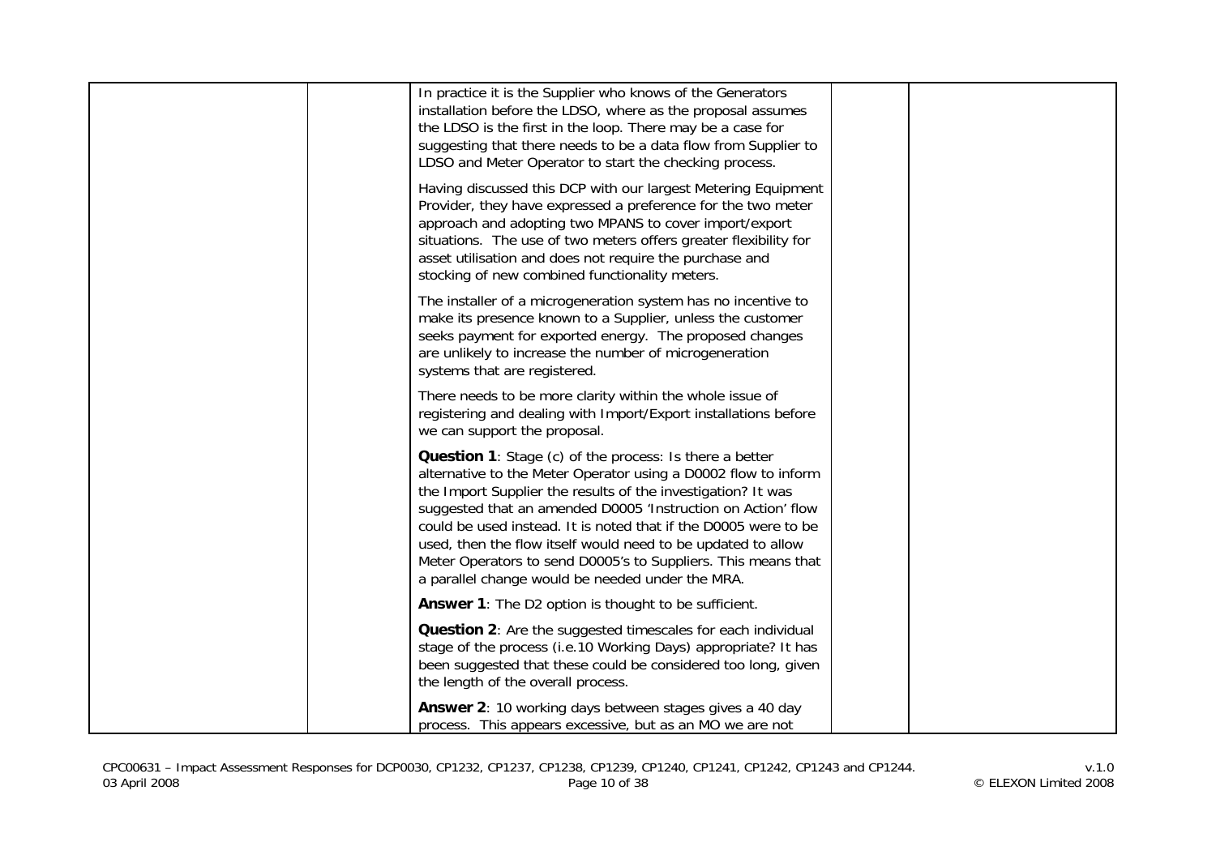| | | | | |
|---|---|---|---|---|
| | | In practice it is the Supplier who knows of the Generators installation before the LDSO, where as the proposal assumes the LDSO is the first in the loop. There may be a case for suggesting that there needs to be a data flow from Supplier to LDSO and Meter Operator to start the checking process.<br><br>Having discussed this DCP with our largest Metering Equipment Provider, they have expressed a preference for the two meter approach and adopting two MPANS to cover import/export situations. The use of two meters offers greater flexibility for asset utilisation and does not require the purchase and stocking of new combined functionality meters.<br><br>The installer of a microgeneration system has no incentive to make its presence known to a Supplier, unless the customer seeks payment for exported energy. The proposed changes are unlikely to increase the number of microgeneration systems that are registered.<br><br>There needs to be more clarity within the whole issue of registering and dealing with Import/Export installations before we can support the proposal.<br><br>**Question 1**: Stage (c) of the process: Is there a better alternative to the Meter Operator using a D0002 flow to inform the Import Supplier the results of the investigation? It was suggested that an amended D0005 'Instruction on Action' flow could be used instead. It is noted that if the D0005 were to be used, then the flow itself would need to be updated to allow Meter Operators to send D0005's to Suppliers. This means that a parallel change would be needed under the MRA.<br><br>**Answer 1**: The D2 option is thought to be sufficient.<br><br>**Question 2**: Are the suggested timescales for each individual stage of the process (i.e.10 Working Days) appropriate? It has been suggested that these could be considered too long, given the length of the overall process.<br><br>**Answer 2**: 10 working days between stages gives a 40 day process. This appears excessive, but as an MO we are not | | |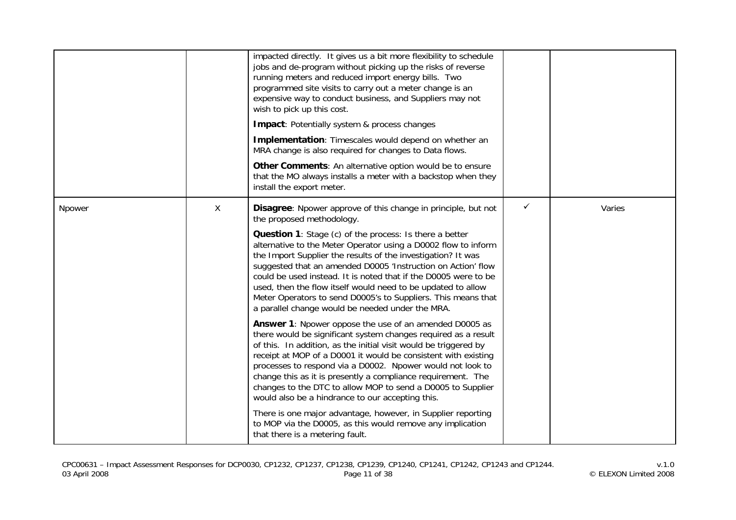| | | | | |
|---|---|---|---|---|
| | | impacted directly. It gives us a bit more flexibility to schedule jobs and de-program without picking up the risks of reverse running meters and reduced import energy bills. Two programmed site visits to carry out a meter change is an expensive way to conduct business, and Suppliers may not wish to pick up this cost.<br><br>**Impact**: Potentially system & process changes<br><br>**Implementation**: Timescales would depend on whether an MRA change is also required for changes to Data flows.<br><br>**Other Comments**: An alternative option would be to ensure that the MO always installs a meter with a backstop when they install the export meter. | | |
| Npower | X | **Disagree**: Npower approve of this change in principle, but not the proposed methodology.<br><br>**Question 1**: Stage (c) of the process: Is there a better alternative to the Meter Operator using a D0002 flow to inform the Import Supplier the results of the investigation? It was suggested that an amended D0005 'Instruction on Action' flow could be used instead. It is noted that if the D0005 were to be used, then the flow itself would need to be updated to allow Meter Operators to send D0005's to Suppliers. This means that a parallel change would be needed under the MRA.<br><br>**Answer 1**: Npower oppose the use of an amended D0005 as there would be significant system changes required as a result of this. In addition, as the initial visit would be triggered by receipt at MOP of a D0001 it would be consistent with existing processes to respond via a D0002. Npower would not look to change this as it is presently a compliance requirement. The changes to the DTC to allow MOP to send a D0005 to Supplier would also be a hindrance to our accepting this.<br><br>There is one major advantage, however, in Supplier reporting to MOP via the D0005, as this would remove any implication that there is a metering fault. | ✓ | Varies |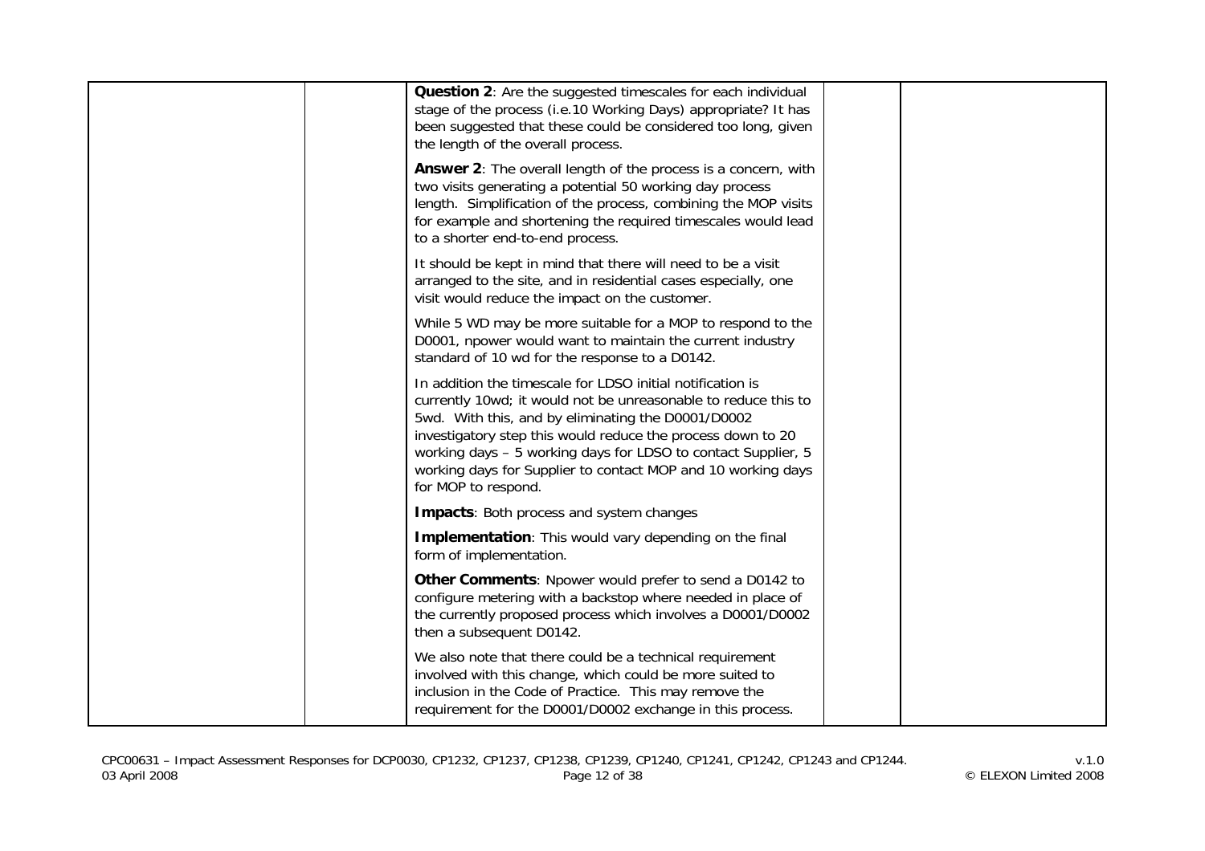| | | | | |
|---|---|---|---|---|
| | | **Question 2**: Are the suggested timescales for each individual stage of the process (i.e.10 Working Days) appropriate? It has been suggested that these could be considered too long, given the length of the overall process.<br><br>**Answer 2**: The overall length of the process is a concern, with two visits generating a potential 50 working day process length. Simplification of the process, combining the MOP visits for example and shortening the required timescales would lead to a shorter end-to-end process.<br><br>It should be kept in mind that there will need to be a visit arranged to the site, and in residential cases especially, one visit would reduce the impact on the customer.<br><br>While 5 WD may be more suitable for a MOP to respond to the D0001, npower would want to maintain the current industry standard of 10 wd for the response to a D0142.<br><br>In addition the timescale for LDSO initial notification is currently 10wd; it would not be unreasonable to reduce this to 5wd. With this, and by eliminating the D0001/D0002 investigatory step this would reduce the process down to 20 working days – 5 working days for LDSO to contact Supplier, 5 working days for Supplier to contact MOP and 10 working days for MOP to respond.<br><br>**Impacts**: Both process and system changes<br><br>**Implementation**: This would vary depending on the final form of implementation.<br><br>**Other Comments**: Npower would prefer to send a D0142 to configure metering with a backstop where needed in place of the currently proposed process which involves a D0001/D0002 then a subsequent D0142.<br><br>We also note that there could be a technical requirement involved with this change, which could be more suited to inclusion in the Code of Practice. This may remove the requirement for the D0001/D0002 exchange in this process. | | |

CPC00631 – Impact Assessment Responses for DCP0030, CP1232, CP1237, CP1238, CP1239, CP1240, CP1241, CP1242, CP1243 and CP1244.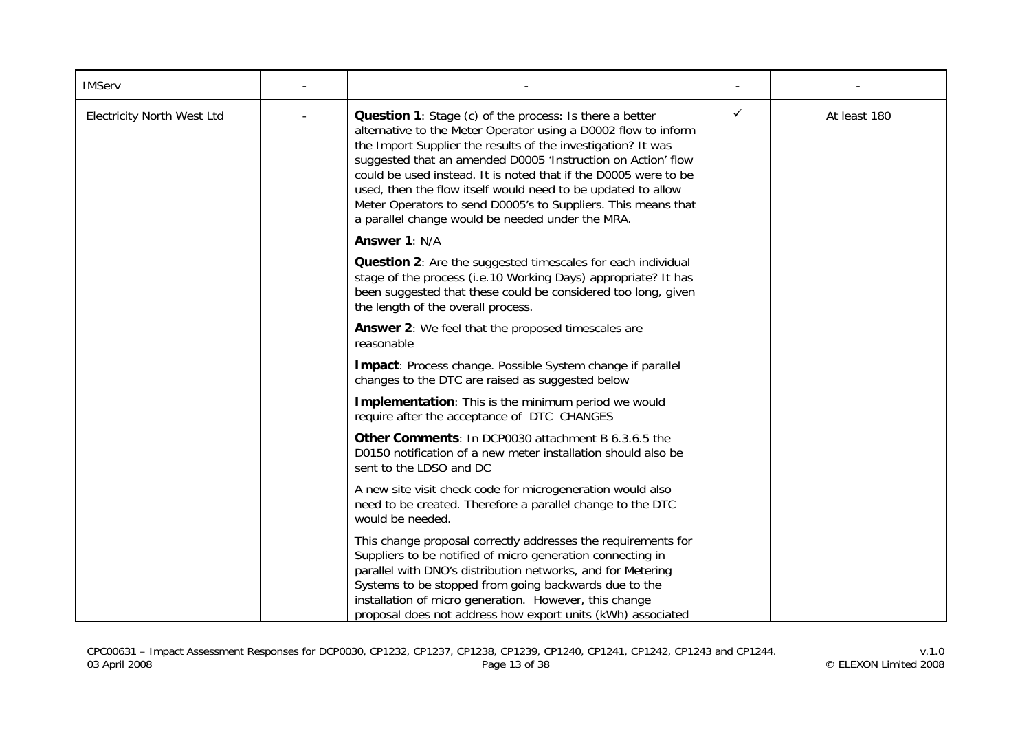| IMServ | - | - | - | - |
|---|---|---|---|---|
| Electricity North West Ltd | - | **Question 1**: Stage (c) of the process: Is there a better alternative to the Meter Operator using a D0002 flow to inform the Import Supplier the results of the investigation? It was suggested that an amended D0005 'Instruction on Action' flow could be used instead. It is noted that if the D0005 were to be used, then the flow itself would need to be updated to allow Meter Operators to send D0005's to Suppliers. This means that a parallel change would be needed under the MRA.<br><br>**Answer 1**: N/A<br><br>**Question 2**: Are the suggested timescales for each individual stage of the process (i.e.10 Working Days) appropriate? It has been suggested that these could be considered too long, given the length of the overall process.<br><br>**Answer 2**: We feel that the proposed timescales are reasonable<br><br>**Impact**: Process change. Possible System change if parallel changes to the DTC are raised as suggested below<br><br>**Implementation**: This is the minimum period we would require after the acceptance of DTC CHANGES<br><br>**Other Comments**: In DCP0030 attachment B 6.3.6.5 the D0150 notification of a new meter installation should also be sent to the LDSO and DC<br><br>A new site visit check code for microgeneration would also need to be created. Therefore a parallel change to the DTC would be needed.<br><br>This change proposal correctly addresses the requirements for Suppliers to be notified of micro generation connecting in parallel with DNO's distribution networks, and for Metering Systems to be stopped from going backwards due to the installation of micro generation. However, this change proposal does not address how export units (kWh) associated | ✓ | At least 180 |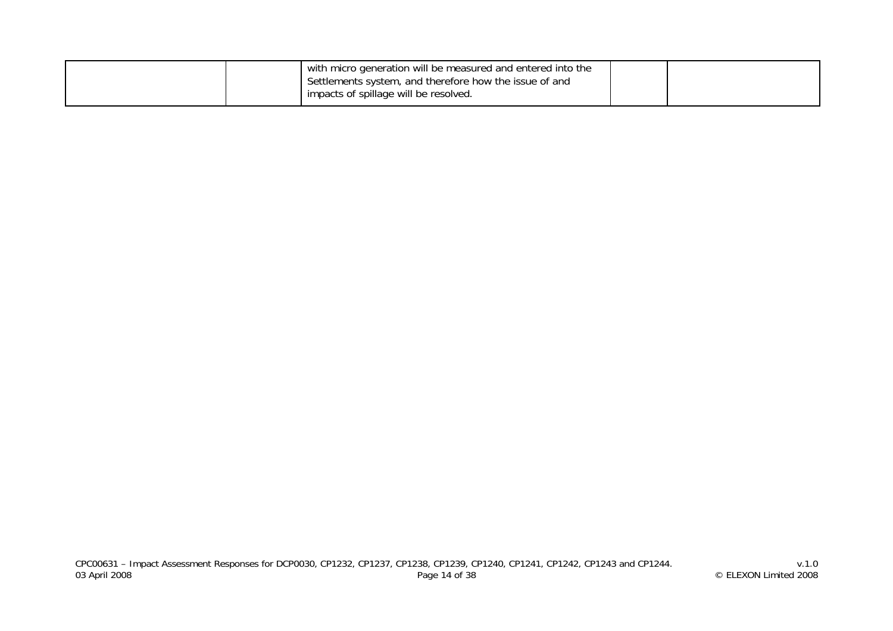| | | | | |
|---|---|---|---|---|
| | | with micro generation will be measured and entered into the Settlements system, and therefore how the issue of and impacts of spillage will be resolved. | | |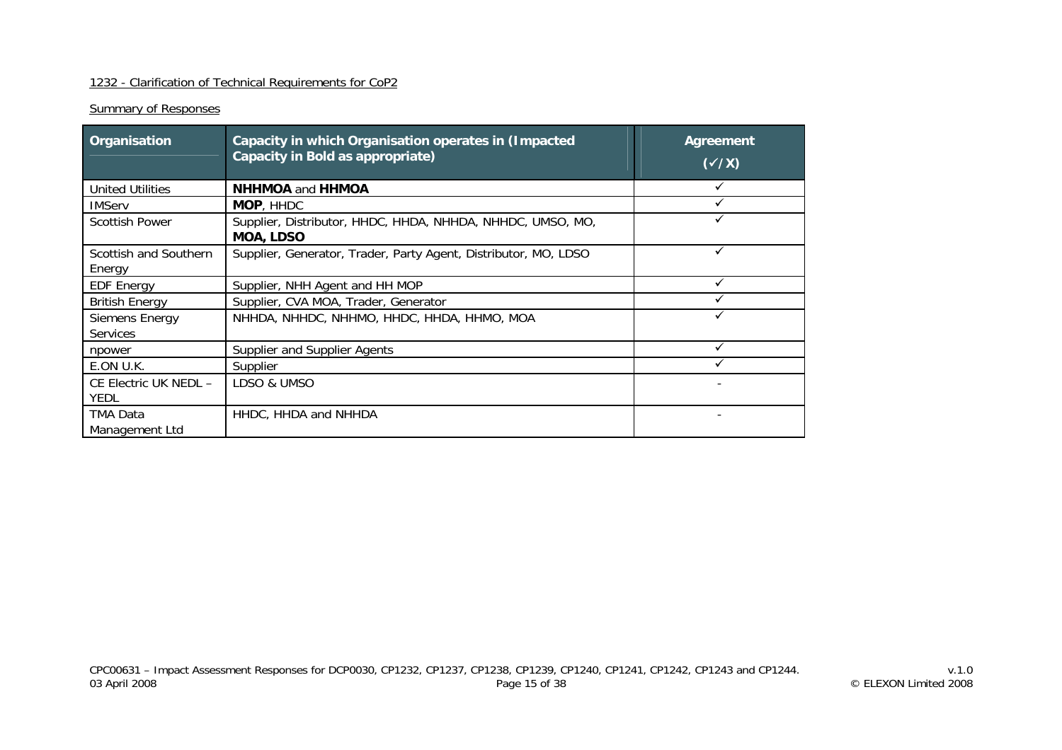1232 - Clarification of Technical Requirements for CoP2

Summary of Responses

| Organisation | Capacity in which Organisation operates in (Impacted Capacity in Bold as appropriate) | Agreement (✓/X) |
|---|---|---|
| United Utilities | **NHHMOA** and **HHMOA** | ✓ |
| IMServ | **MOP**, HHDC | ✓ |
| Scottish Power | Supplier, Distributor, HHDC, HHDA, NHHDA, NHHDC, UMSO, MO, **MOA, LDSO** | ✓ |
| Scottish and Southern Energy | Supplier, Generator, Trader, Party Agent, Distributor, MO, LDSO | ✓ |
| EDF Energy | Supplier, NHH Agent and HH MOP | ✓ |
| British Energy | Supplier, CVA MOA, Trader, Generator | ✓ |
| Siemens Energy Services | NHHDA, NHHDC, NHHMO, HHDC, HHDA, HHMO, MOA | ✓ |
| npower | Supplier and Supplier Agents | ✓ |
| E.ON U.K. | Supplier | ✓ |
| CE Electric UK NEDL – YEDL | LDSO & UMSO | - |
| TMA Data Management Ltd | HHDC, HHDA and NHHDA | - |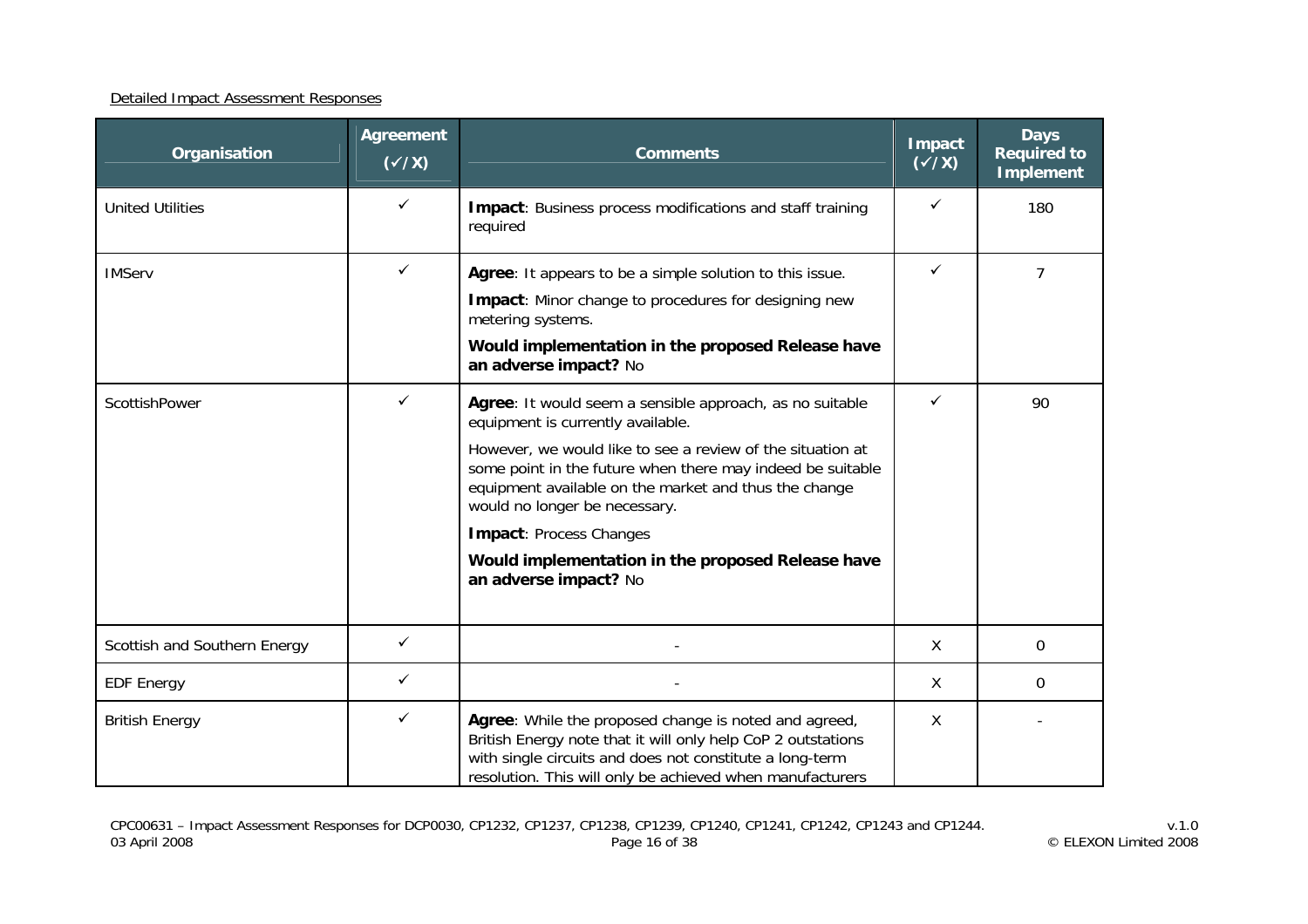Detailed Impact Assessment Responses

| Organisation | Agreement (✓/X) | Comments | Impact (✓/X) | Days Required to Implement |
|---|---|---|---|---|
| United Utilities | ✓ | **Impact**: Business process modifications and staff training required | ✓ | 180 |
| IMServ | ✓ | **Agree**: It appears to be a simple solution to this issue.<br>**Impact**: Minor change to procedures for designing new metering systems.<br>**Would implementation in the proposed Release have an adverse impact?** No | ✓ | 7 |
| ScottishPower | ✓ | **Agree**: It would seem a sensible approach, as no suitable equipment is currently available.<br>However, we would like to see a review of the situation at some point in the future when there may indeed be suitable equipment available on the market and thus the change would no longer be necessary.<br>**Impact**: Process Changes<br>**Would implementation in the proposed Release have an adverse impact?** No | ✓ | 90 |
| Scottish and Southern Energy | ✓ | - | X | 0 |
| EDF Energy | ✓ | - | X | 0 |
| British Energy | ✓ | **Agree**: While the proposed change is noted and agreed, British Energy note that it will only help CoP 2 outstations with single circuits and does not constitute a long-term resolution. This will only be achieved when manufacturers | X | - |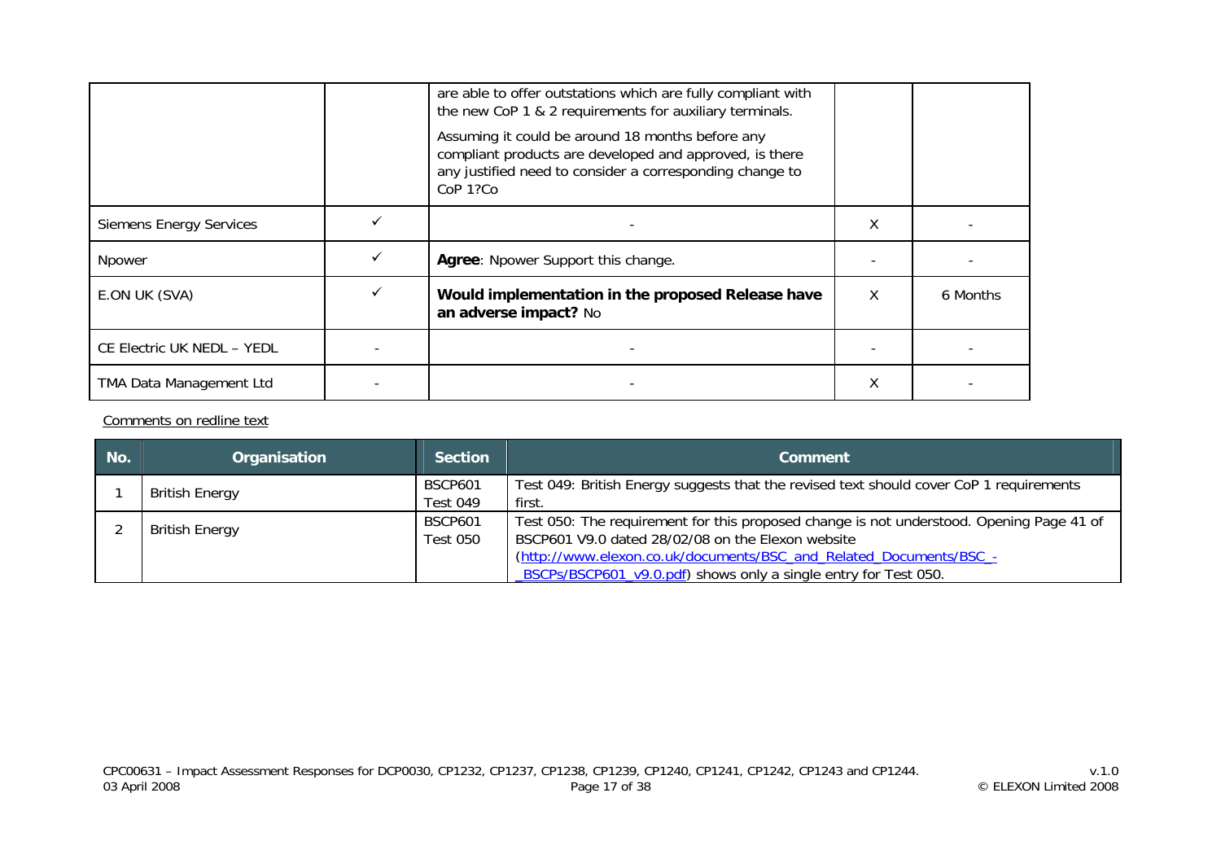| | | are able to offer outstations which are fully compliant with the new CoP 1 & 2 requirements for auxiliary terminals.<br><br>Assuming it could be around 18 months before any compliant products are developed and approved, is there any justified need to consider a corresponding change to CoP 1?Co | | |
|---|---|---|---|---|
| Siemens Energy Services | ✓ | - | X | - |
| Npower | ✓ | **Agree**: Npower Support this change. | - | - |
| E.ON UK (SVA) | ✓ | **Would implementation in the proposed Release have an adverse impact?** No | X | 6 Months |
| CE Electric UK NEDL – YEDL | - | - | - | - |
| TMA Data Management Ltd | - | - | X | - |

Comments on redline text

| No. | Organisation | Section | Comment |
|---|---|---|---|
| 1 | British Energy | BSCP601 Test 049 | Test 049: British Energy suggests that the revised text should cover CoP 1 requirements first. |
| 2 | British Energy | BSCP601 Test 050 | Test 050: The requirement for this proposed change is not understood. Opening Page 41 of BSCP601 V9.0 dated 28/02/08 on the Elexon website (http://www.elexon.co.uk/documents/BSC_and_Related_Documents/BSC_-_BSCPs/BSCP601_v9.0.pdf) shows only a single entry for Test 050. |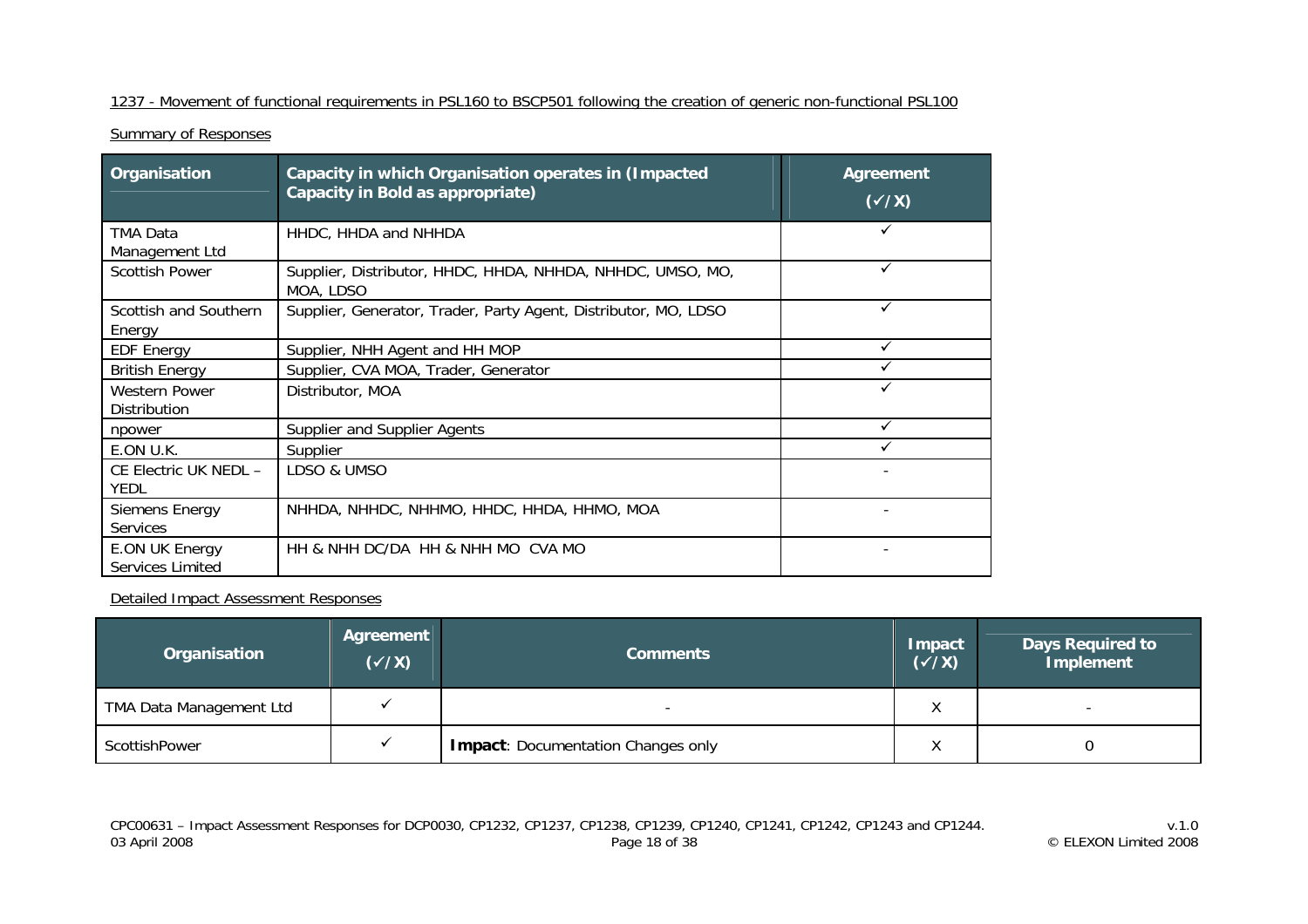1237 - Movement of functional requirements in PSL160 to BSCP501 following the creation of generic non-functional PSL100

Summary of Responses

| Organisation | Capacity in which Organisation operates in (Impacted Capacity in Bold as appropriate) | Agreement (✓/X) |
|---|---|---|
| TMA Data Management Ltd | HHDC, HHDA and NHHDA | ✓ |
| Scottish Power | Supplier, Distributor, HHDC, HHDA, NHHDA, NHHDC, UMSO, MO, MOA, LDSO | ✓ |
| Scottish and Southern Energy | Supplier, Generator, Trader, Party Agent, Distributor, MO, LDSO | ✓ |
| EDF Energy | Supplier, NHH Agent and HH MOP | ✓ |
| British Energy | Supplier, CVA MOA, Trader, Generator | ✓ |
| Western Power Distribution | Distributor, MOA | ✓ |
| npower | Supplier and Supplier Agents | ✓ |
| E.ON U.K. | Supplier | ✓ |
| CE Electric UK NEDL – YEDL | LDSO & UMSO | - |
| Siemens Energy Services | NHHDA, NHHDC, NHHMO, HHDC, HHDA, HHMO, MOA | - |
| E.ON UK Energy Services Limited | HH & NHH DC/DA HH & NHH MO CVA MO | - |

Detailed Impact Assessment Responses

| Organisation | Agreement (✓/X) | Comments | Impact (✓/X) | Days Required to Implement |
|---|---|---|---|---|
| TMA Data Management Ltd | ✓ | - | X | - |
| ScottishPower | ✓ | **Impact**: Documentation Changes only | X | 0 |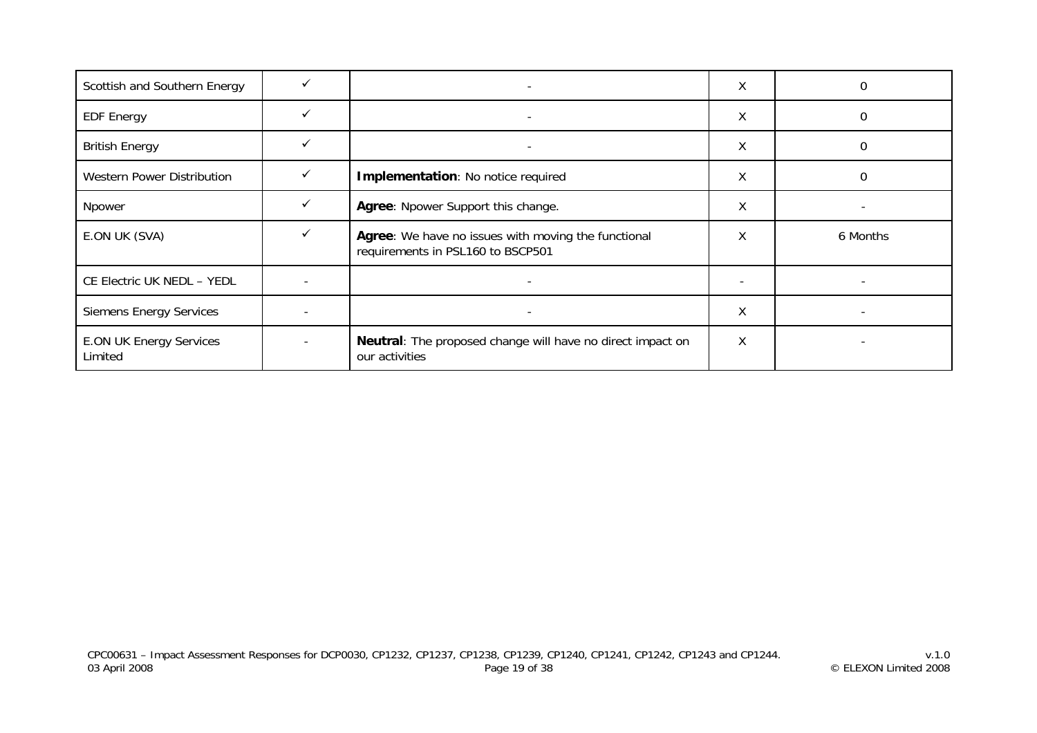| | | | | |
|---|---|---|---|---|
| Scottish and Southern Energy | ✓ | - | X | 0 |
| EDF Energy | ✓ | - | X | 0 |
| British Energy | ✓ | - | X | 0 |
| Western Power Distribution | ✓ | **Implementation**: No notice required | X | 0 |
| Npower | ✓ | **Agree**: Npower Support this change. | X | - |
| E.ON UK (SVA) | ✓ | **Agree**: We have no issues with moving the functional requirements in PSL160 to BSCP501 | X | 6 Months |
| CE Electric UK NEDL – YEDL | - | - | - | - |
| Siemens Energy Services | - | - | X | - |
| E.ON UK Energy Services Limited | - | **Neutral**: The proposed change will have no direct impact on our activities | X | - |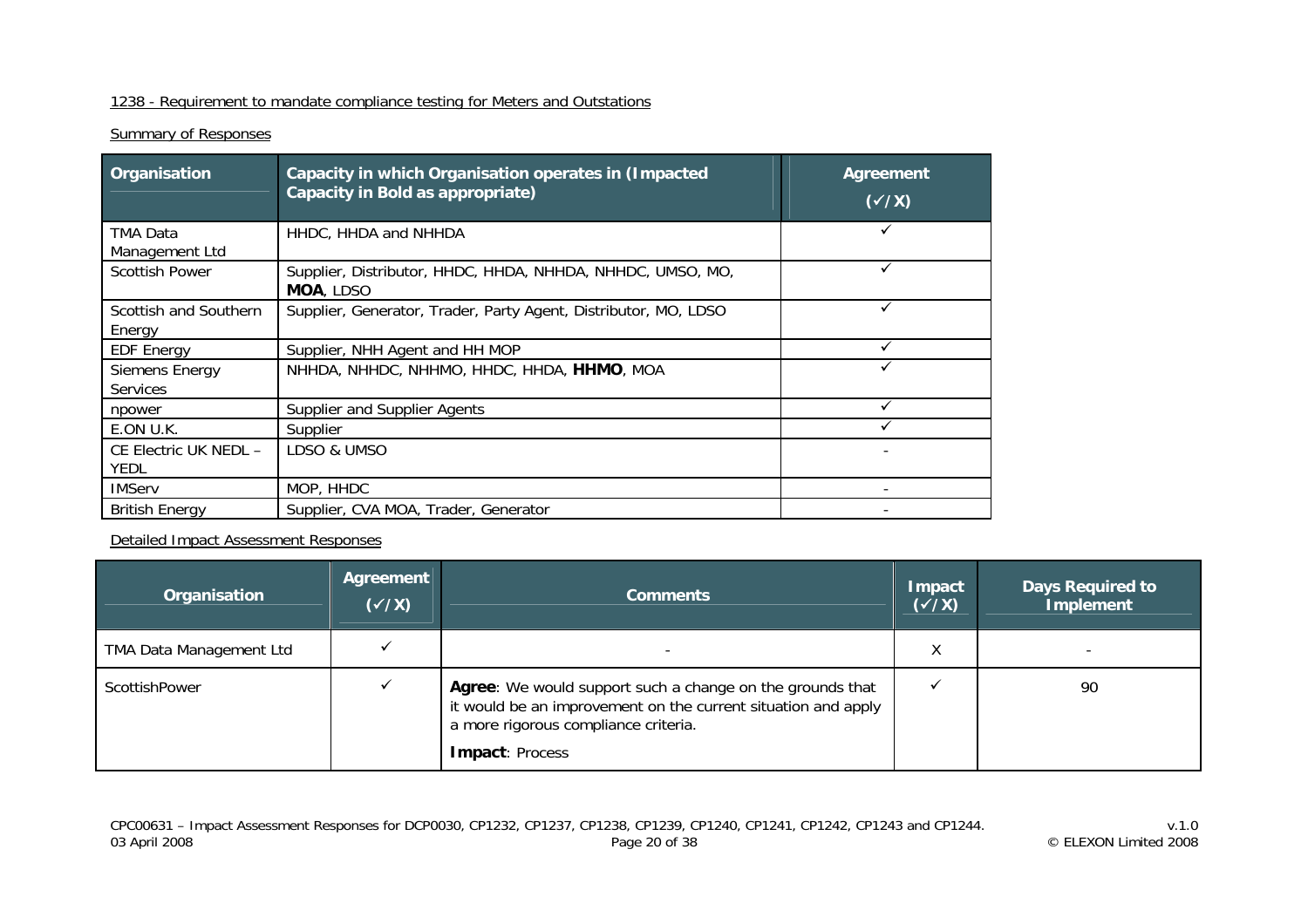1238 - Requirement to mandate compliance testing for Meters and Outstations

Summary of Responses

| Organisation | Capacity in which Organisation operates in (Impacted Capacity in Bold as appropriate) | Agreement (✓/X) |
|---|---|---|
| TMA Data Management Ltd | HHDC, HHDA and NHHDA | ✓ |
| Scottish Power | Supplier, Distributor, HHDC, HHDA, NHHDA, NHHDC, UMSO, MO, **MOA**, LDSO | ✓ |
| Scottish and Southern Energy | Supplier, Generator, Trader, Party Agent, Distributor, MO, LDSO | ✓ |
| EDF Energy | Supplier, NHH Agent and HH MOP | ✓ |
| Siemens Energy Services | NHHDA, NHHDC, NHHMO, HHDC, HHDA, **HHMO**, MOA | ✓ |
| npower | Supplier and Supplier Agents | ✓ |
| E.ON U.K. | Supplier | ✓ |
| CE Electric UK NEDL – YEDL | LDSO & UMSO | - |
| IMServ | MOP, HHDC | - |
| British Energy | Supplier, CVA MOA, Trader, Generator | - |

Detailed Impact Assessment Responses

| Organisation | Agreement (✓/X) | Comments | Impact (✓/X) | Days Required to Implement |
|---|---|---|---|---|
| TMA Data Management Ltd | ✓ | - | X | - |
| ScottishPower | ✓ | **Agree**: We would support such a change on the grounds that it would be an improvement on the current situation and apply a more rigorous compliance criteria.<br>**Impact**: Process | ✓ | 90 |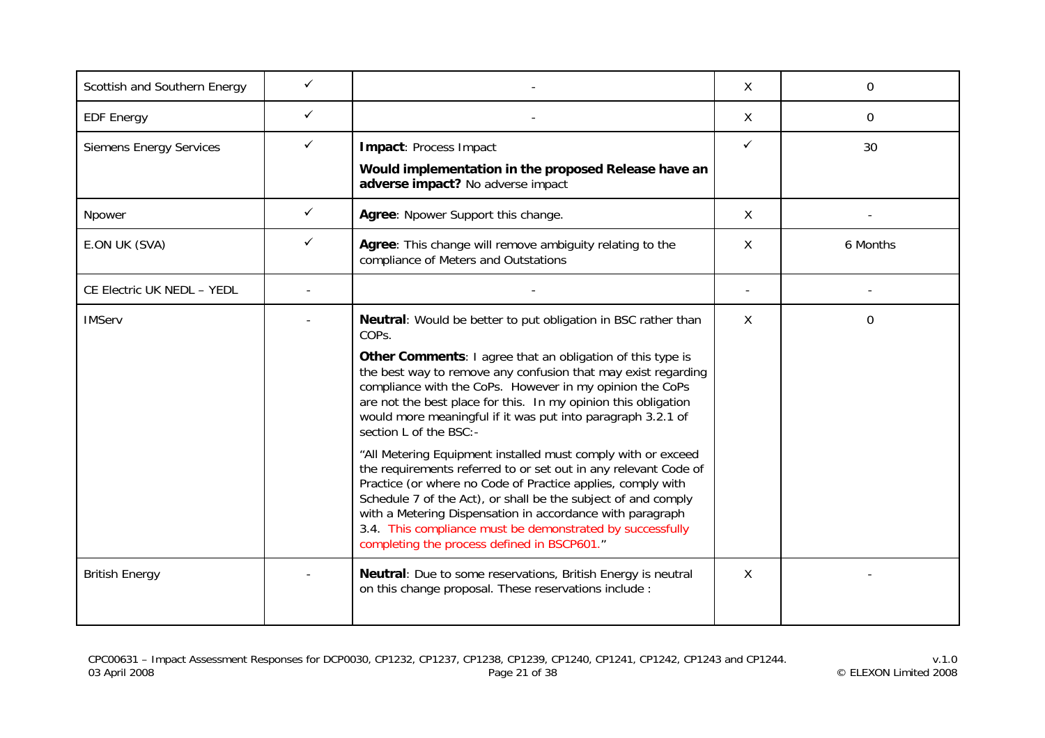| | | | | |
|---|---|---|---|---|
| Scottish and Southern Energy | ✓ | - | X | 0 |
| EDF Energy | ✓ | - | X | 0 |
| Siemens Energy Services | ✓ | **Impact**: Process Impact<br><br>**Would implementation in the proposed Release have an adverse impact?** No adverse impact | ✓ | 30 |
| Npower | ✓ | **Agree**: Npower Support this change. | X | - |
| E.ON UK (SVA) | ✓ | **Agree**: This change will remove ambiguity relating to the compliance of Meters and Outstations | X | 6 Months |
| CE Electric UK NEDL – YEDL | - | - | - | - |
| IMServ | - | **Neutral**: Would be better to put obligation in BSC rather than COPs.<br><br>**Other Comments**: I agree that an obligation of this type is the best way to remove any confusion that may exist regarding compliance with the CoPs. However in my opinion the CoPs are not the best place for this. In my opinion this obligation would more meaningful if it was put into paragraph 3.2.1 of section L of the BSC:-<br><br>"All Metering Equipment installed must comply with or exceed the requirements referred to or set out in any relevant Code of Practice (or where no Code of Practice applies, comply with Schedule 7 of the Act), or shall be the subject of and comply with a Metering Dispensation in accordance with paragraph 3.4. This compliance must be demonstrated by successfully completing the process defined in BSCP601." | X | 0 |
| British Energy | - | **Neutral**: Due to some reservations, British Energy is neutral on this change proposal. These reservations include : | X | - |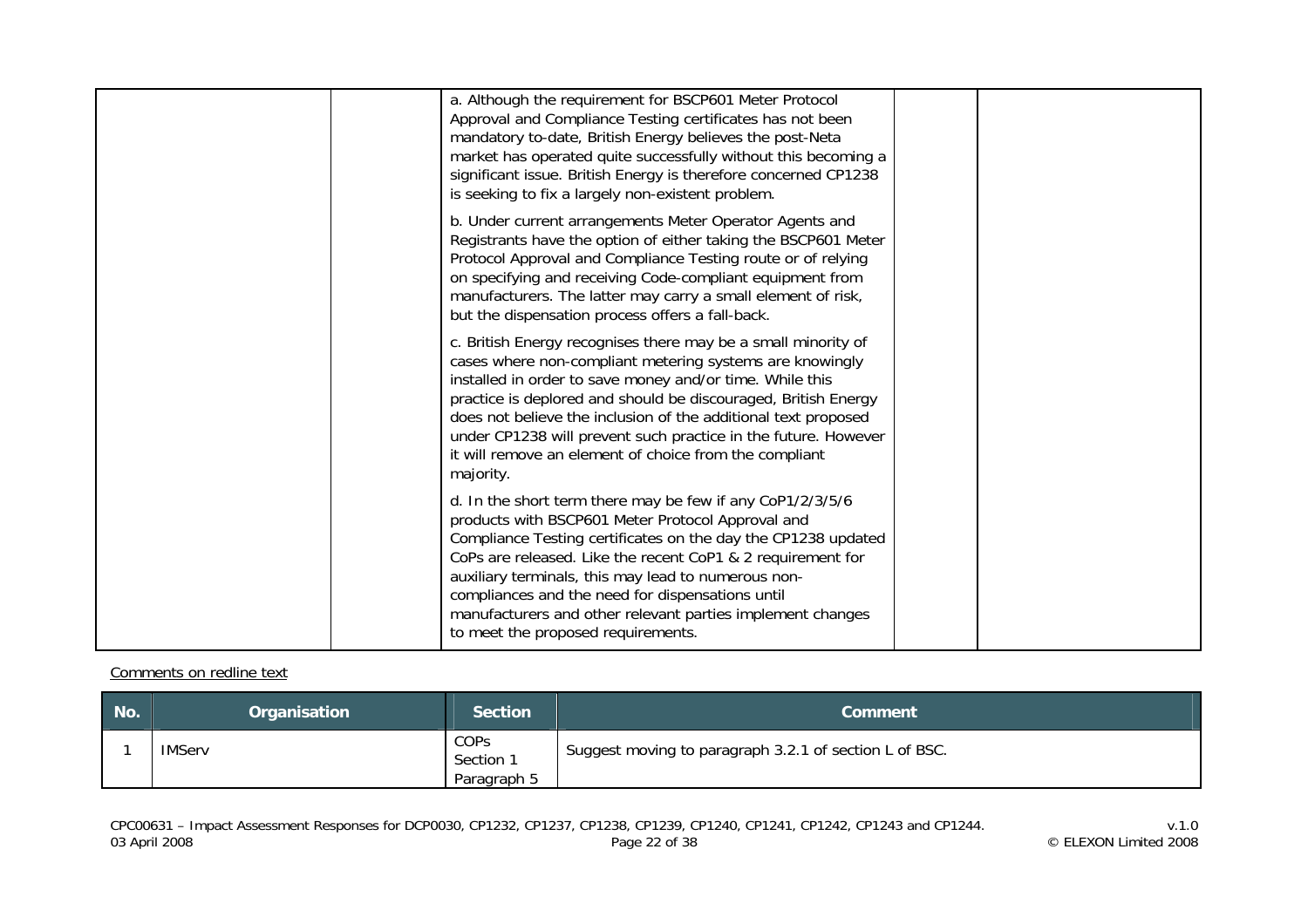|  |  |  |  |  |
|---|---|---|---|---|
|  |  | a. Although the requirement for BSCP601 Meter Protocol Approval and Compliance Testing certificates has not been mandatory to-date, British Energy believes the post-Neta market has operated quite successfully without this becoming a significant issue. British Energy is therefore concerned CP1238 is seeking to fix a largely non-existent problem.<br><br>b. Under current arrangements Meter Operator Agents and Registrants have the option of either taking the BSCP601 Meter Protocol Approval and Compliance Testing route or of relying on specifying and receiving Code-compliant equipment from manufacturers. The latter may carry a small element of risk, but the dispensation process offers a fall-back.<br><br>c. British Energy recognises there may be a small minority of cases where non-compliant metering systems are knowingly installed in order to save money and/or time. While this practice is deplored and should be discouraged, British Energy does not believe the inclusion of the additional text proposed under CP1238 will prevent such practice in the future. However it will remove an element of choice from the compliant majority.<br><br>d. In the short term there may be few if any CoP1/2/3/5/6 products with BSCP601 Meter Protocol Approval and Compliance Testing certificates on the day the CP1238 updated CoPs are released. Like the recent CoP1 & 2 requirement for auxiliary terminals, this may lead to numerous non-compliances and the need for dispensations until manufacturers and other relevant parties implement changes to meet the proposed requirements. |  |  |

Comments on redline text

| No. | Organisation | Section | Comment |
|---|---|---|---|
| 1 | IMServ | COPs Section 1 Paragraph 5 | Suggest moving to paragraph 3.2.1 of section L of BSC. |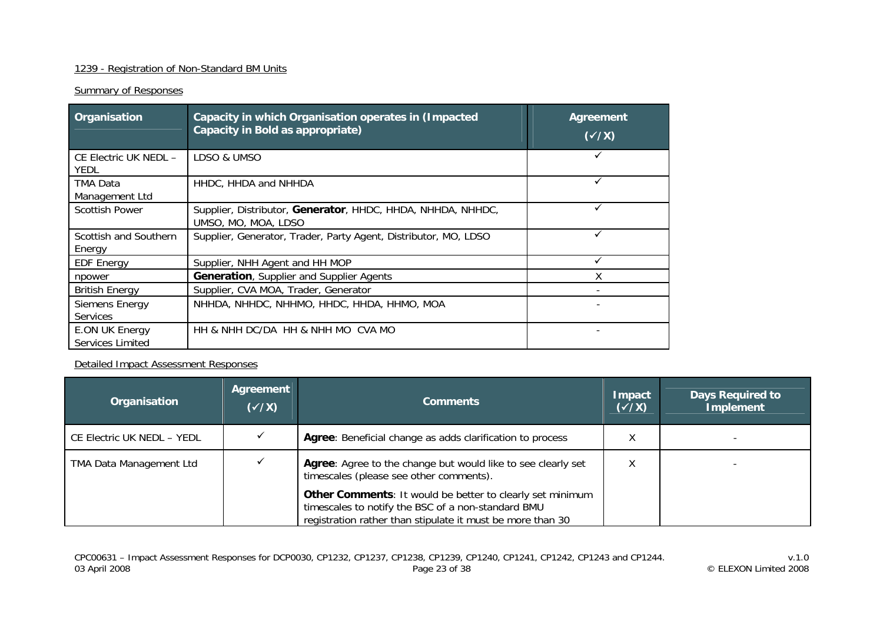1239 - Registration of Non-Standard BM Units

Summary of Responses

| Organisation | Capacity in which Organisation operates in (Impacted Capacity in Bold as appropriate) | Agreement (✓/X) |
|---|---|---|
| CE Electric UK NEDL – YEDL | LDSO & UMSO | ✓ |
| TMA Data Management Ltd | HHDC, HHDA and NHHDA | ✓ |
| Scottish Power | Supplier, Distributor, **Generator**, HHDC, HHDA, NHHDA, NHHDC, UMSO, MO, MOA, LDSO | ✓ |
| Scottish and Southern Energy | Supplier, Generator, Trader, Party Agent, Distributor, MO, LDSO | ✓ |
| EDF Energy | Supplier, NHH Agent and HH MOP | ✓ |
| npower | **Generation**, Supplier and Supplier Agents | X |
| British Energy | Supplier, CVA MOA, Trader, Generator | - |
| Siemens Energy Services | NHHDA, NHHDC, NHHMO, HHDC, HHDA, HHMO, MOA | - |
| E.ON UK Energy Services Limited | HH & NHH DC/DA HH & NHH MO CVA MO | - |

Detailed Impact Assessment Responses

| Organisation | Agreement (✓/X) | Comments | Impact (✓/X) | Days Required to Implement |
|---|---|---|---|---|
| CE Electric UK NEDL – YEDL | ✓ | **Agree**: Beneficial change as adds clarification to process | X | - |
| TMA Data Management Ltd | ✓ | **Agree**: Agree to the change but would like to see clearly set timescales (please see other comments). **Other Comments**: It would be better to clearly set minimum timescales to notify the BSC of a non-standard BMU registration rather than stipulate it must be more than 30 | X | - |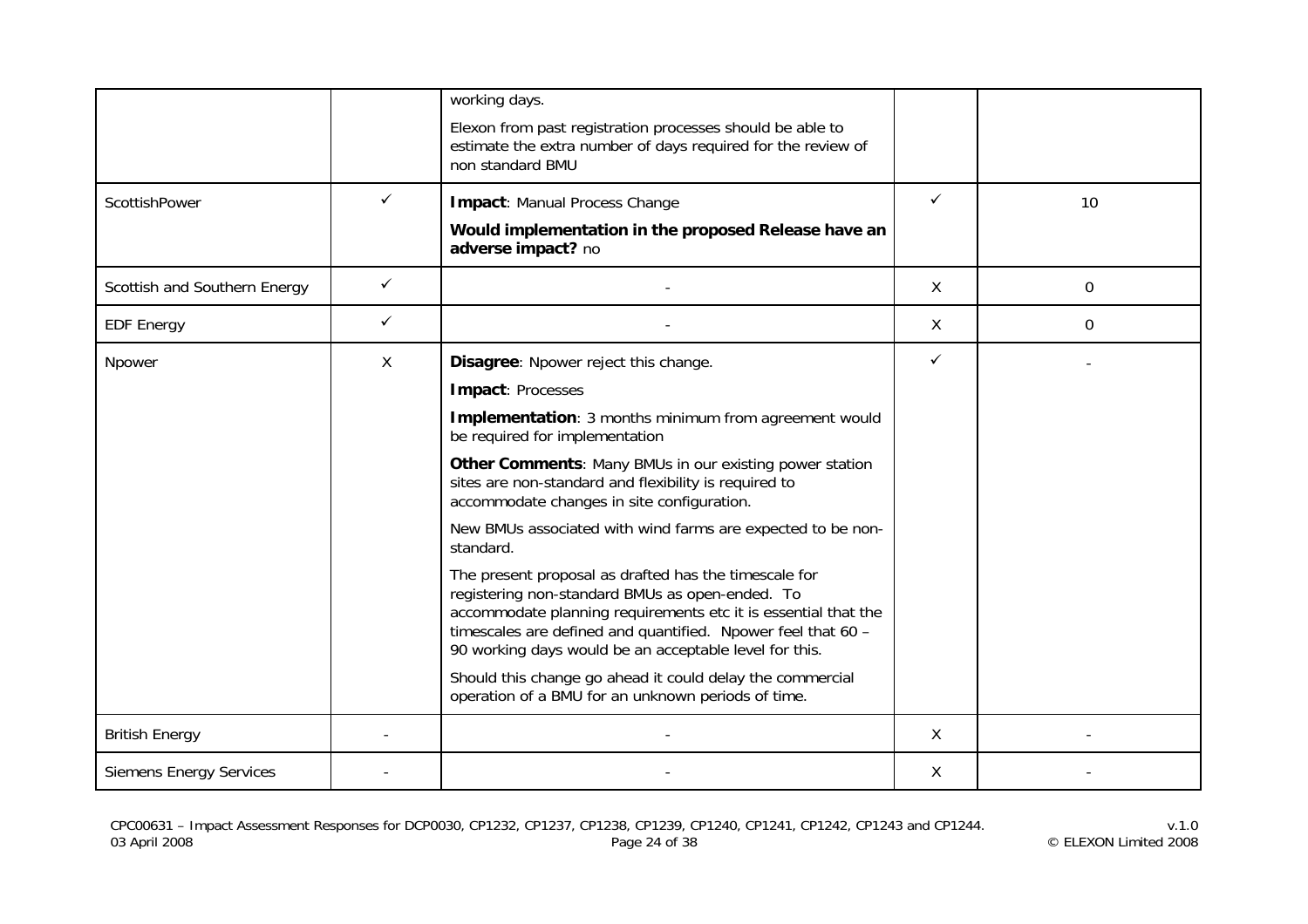| | | | | |
|---|---|---|---|---|
| | | working days.<br><br>Elexon from past registration processes should be able to estimate the extra number of days required for the review of non standard BMU | | |
| ScottishPower | ✓ | **Impact**: Manual Process Change<br><br>**Would implementation in the proposed Release have an adverse impact?** no | ✓ | 10 |
| Scottish and Southern Energy | ✓ | - | X | 0 |
| EDF Energy | ✓ | - | X | 0 |
| Npower | X | **Disagree**: Npower reject this change.<br><br>**Impact**: Processes<br><br>**Implementation**: 3 months minimum from agreement would be required for implementation<br><br>**Other Comments**: Many BMUs in our existing power station sites are non-standard and flexibility is required to accommodate changes in site configuration.<br><br>New BMUs associated with wind farms are expected to be non-standard.<br><br>The present proposal as drafted has the timescale for registering non-standard BMUs as open-ended. To accommodate planning requirements etc it is essential that the timescales are defined and quantified. Npower feel that 60 – 90 working days would be an acceptable level for this.<br><br>Should this change go ahead it could delay the commercial operation of a BMU for an unknown periods of time. | ✓ | - |
| British Energy | - | - | X | - |
| Siemens Energy Services | - | - | X | - |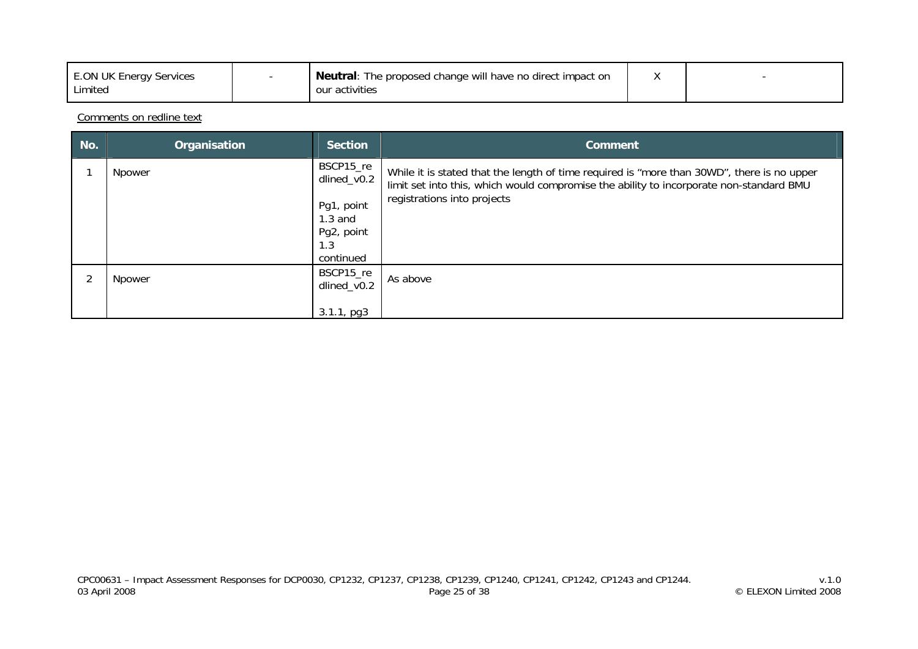| E.ON UK Energy Services Limited | - | **Neutral**: The proposed change will have no direct impact on our activities | X | - |
|---|---|---|---|---|

Comments on redline text

| No. | Organisation | Section | Comment |
|---|---|---|---|
| 1 | Npower | BSCP15_redlined_v0.2<br><br>Pg1, point 1.3 and Pg2, point 1.3 continued | While it is stated that the length of time required is "more than 30WD", there is no upper limit set into this, which would compromise the ability to incorporate non-standard BMU registrations into projects |
| 2 | Npower | BSCP15_redlined_v0.2<br><br>3.1.1, pg3 | As above |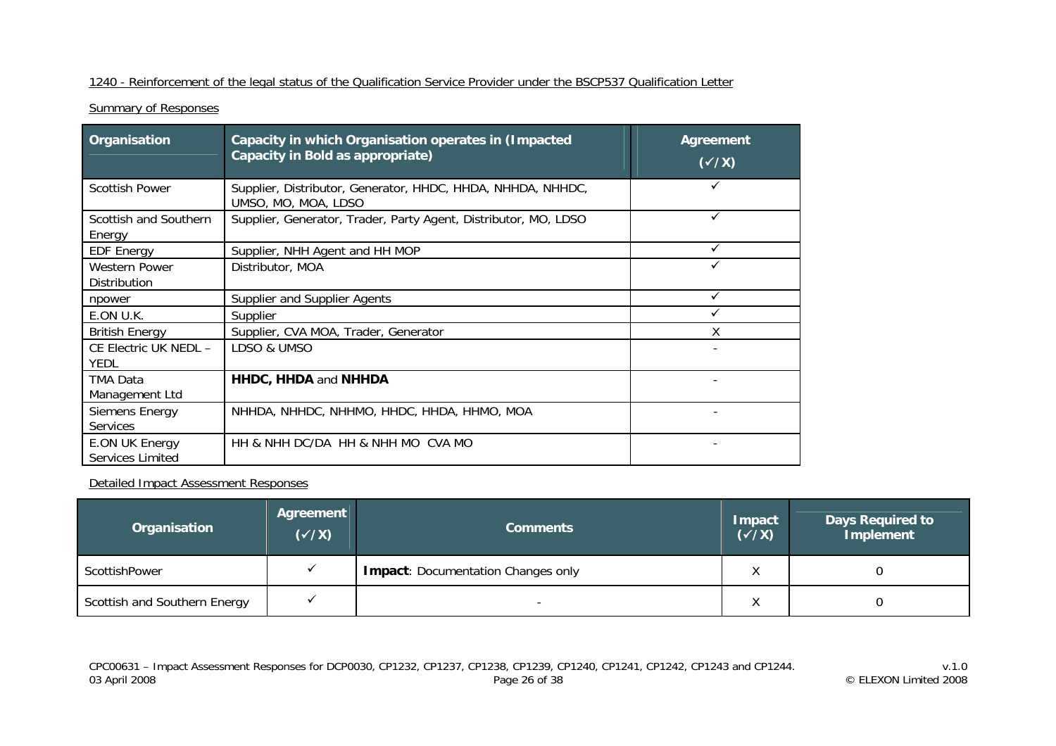1240 - Reinforcement of the legal status of the Qualification Service Provider under the BSCP537 Qualification Letter

Summary of Responses

| Organisation | Capacity in which Organisation operates in (Impacted Capacity in Bold as appropriate) | Agreement (✓/X) |
|---|---|---|
| Scottish Power | Supplier, Distributor, Generator, HHDC, HHDA, NHHDA, NHHDC, UMSO, MO, MOA, LDSO | ✓ |
| Scottish and Southern Energy | Supplier, Generator, Trader, Party Agent, Distributor, MO, LDSO | ✓ |
| EDF Energy | Supplier, NHH Agent and HH MOP | ✓ |
| Western Power Distribution | Distributor, MOA | ✓ |
| npower | Supplier and Supplier Agents | ✓ |
| E.ON U.K. | Supplier | ✓ |
| British Energy | Supplier, CVA MOA, Trader, Generator | X |
| CE Electric UK NEDL – YEDL | LDSO & UMSO | - |
| TMA Data Management Ltd | **HHDC, HHDA** and **NHHDA** | - |
| Siemens Energy Services | NHHDA, NHHDC, NHHMO, HHDC, HHDA, HHMO, MOA | - |
| E.ON UK Energy Services Limited | HH & NHH DC/DA HH & NHH MO CVA MO | - |

Detailed Impact Assessment Responses

| Organisation | Agreement (✓/X) | Comments | Impact (✓/X) | Days Required to Implement |
|---|---|---|---|---|
| ScottishPower | ✓ | **Impact**: Documentation Changes only | X | 0 |
| Scottish and Southern Energy | ✓ | - | X | 0 |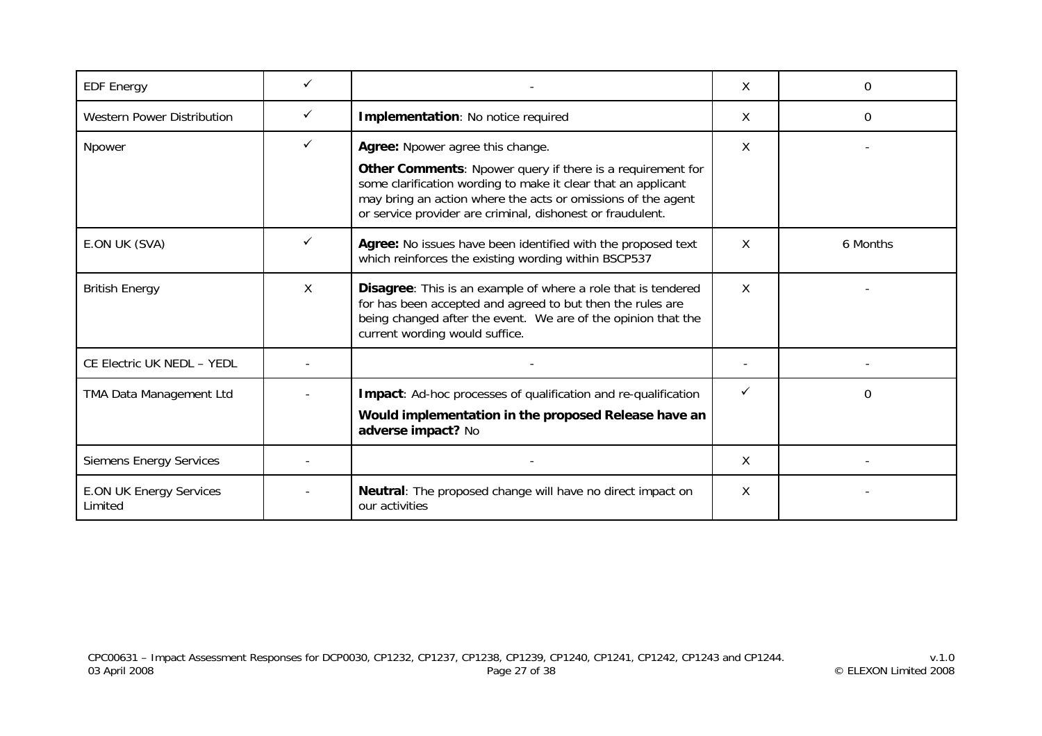| | | | | |
|---|---|---|---|---|
| EDF Energy | ✓ | - | X | 0 |
| Western Power Distribution | ✓ | **Implementation**: No notice required | X | 0 |
| Npower | ✓ | **Agree:** Npower agree this change.<br><br>**Other Comments**: Npower query if there is a requirement for some clarification wording to make it clear that an applicant may bring an action where the acts or omissions of the agent or service provider are criminal, dishonest or fraudulent. | X | - |
| E.ON UK (SVA) | ✓ | **Agree:** No issues have been identified with the proposed text which reinforces the existing wording within BSCP537 | X | 6 Months |
| British Energy | X | **Disagree**: This is an example of where a role that is tendered for has been accepted and agreed to but then the rules are being changed after the event. We are of the opinion that the current wording would suffice. | X | - |
| CE Electric UK NEDL – YEDL | - | - | - | - |
| TMA Data Management Ltd | - | **Impact**: Ad-hoc processes of qualification and re-qualification<br><br>**Would implementation in the proposed Release have an adverse impact?** No | ✓ | 0 |
| Siemens Energy Services | - | - | X | - |
| E.ON UK Energy Services Limited | - | **Neutral**: The proposed change will have no direct impact on our activities | X | - |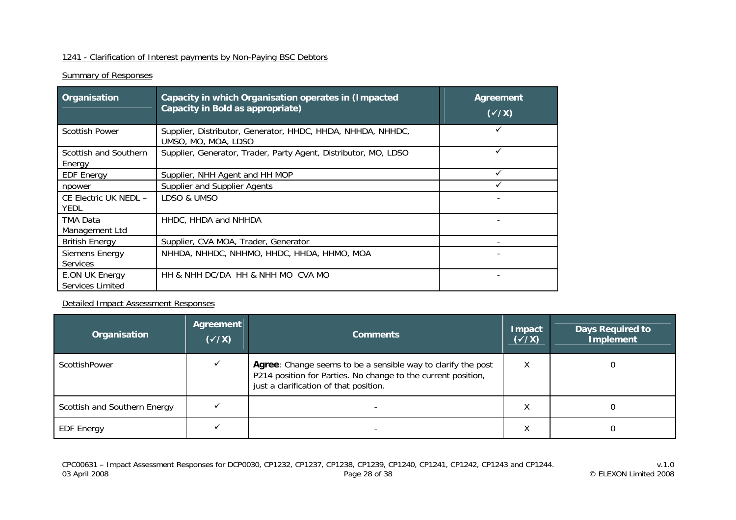1241 - Clarification of Interest payments by Non-Paying BSC Debtors

Summary of Responses

| Organisation | Capacity in which Organisation operates in (Impacted Capacity in Bold as appropriate) | Agreement (✓/X) |
|---|---|---|
| Scottish Power | Supplier, Distributor, Generator, HHDC, HHDA, NHHDA, NHHDC, UMSO, MO, MOA, LDSO | ✓ |
| Scottish and Southern Energy | Supplier, Generator, Trader, Party Agent, Distributor, MO, LDSO | ✓ |
| EDF Energy | Supplier, NHH Agent and HH MOP | ✓ |
| npower | Supplier and Supplier Agents | ✓ |
| CE Electric UK NEDL – YEDL | LDSO & UMSO | - |
| TMA Data Management Ltd | HHDC, HHDA and NHHDA | - |
| British Energy | Supplier, CVA MOA, Trader, Generator | - |
| Siemens Energy Services | NHHDA, NHHDC, NHHMO, HHDC, HHDA, HHMO, MOA | - |
| E.ON UK Energy Services Limited | HH & NHH DC/DA HH & NHH MO CVA MO | - |

Detailed Impact Assessment Responses

| Organisation | Agreement (✓/X) | Comments | Impact (✓/X) | Days Required to Implement |
|---|---|---|---|---|
| ScottishPower | ✓ | **Agree**: Change seems to be a sensible way to clarify the post P214 position for Parties. No change to the current position, just a clarification of that position. | X | 0 |
| Scottish and Southern Energy | ✓ | - | X | 0 |
| EDF Energy | ✓ | - | X | 0 |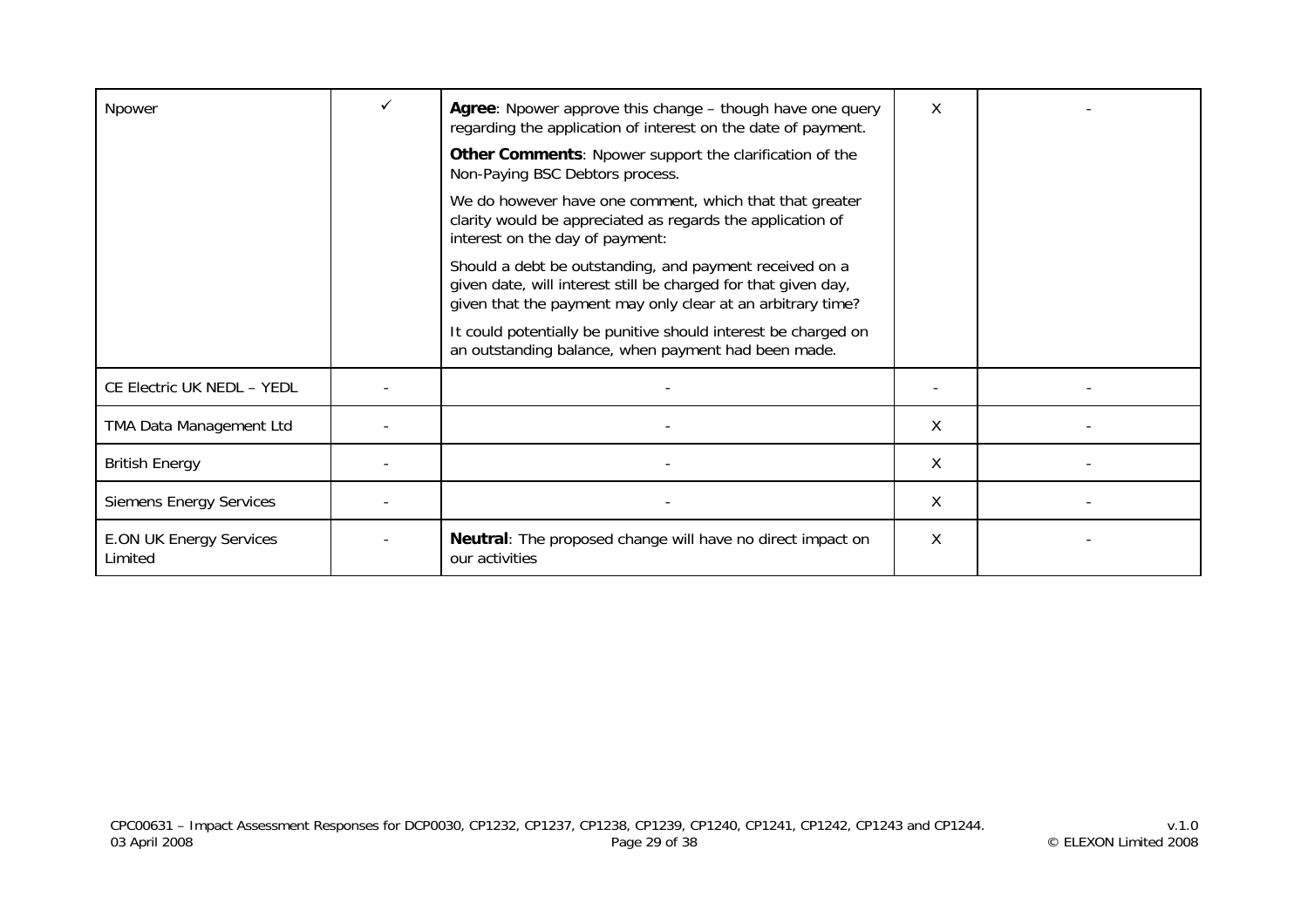| | | | | |
|---|---|---|---|---|
| Npower | ✓ | **Agree**: Npower approve this change – though have one query regarding the application of interest on the date of payment.<br><br>**Other Comments**: Npower support the clarification of the Non-Paying BSC Debtors process.<br><br>We do however have one comment, which that that greater clarity would be appreciated as regards the application of interest on the day of payment:<br><br>Should a debt be outstanding, and payment received on a given date, will interest still be charged for that given day, given that the payment may only clear at an arbitrary time?<br><br>It could potentially be punitive should interest be charged on an outstanding balance, when payment had been made. | X | - |
| CE Electric UK NEDL – YEDL | - | - | - | - |
| TMA Data Management Ltd | - | - | X | - |
| British Energy | - | - | X | - |
| Siemens Energy Services | - | - | X | - |
| E.ON UK Energy Services Limited | - | **Neutral**: The proposed change will have no direct impact on our activities | X | - |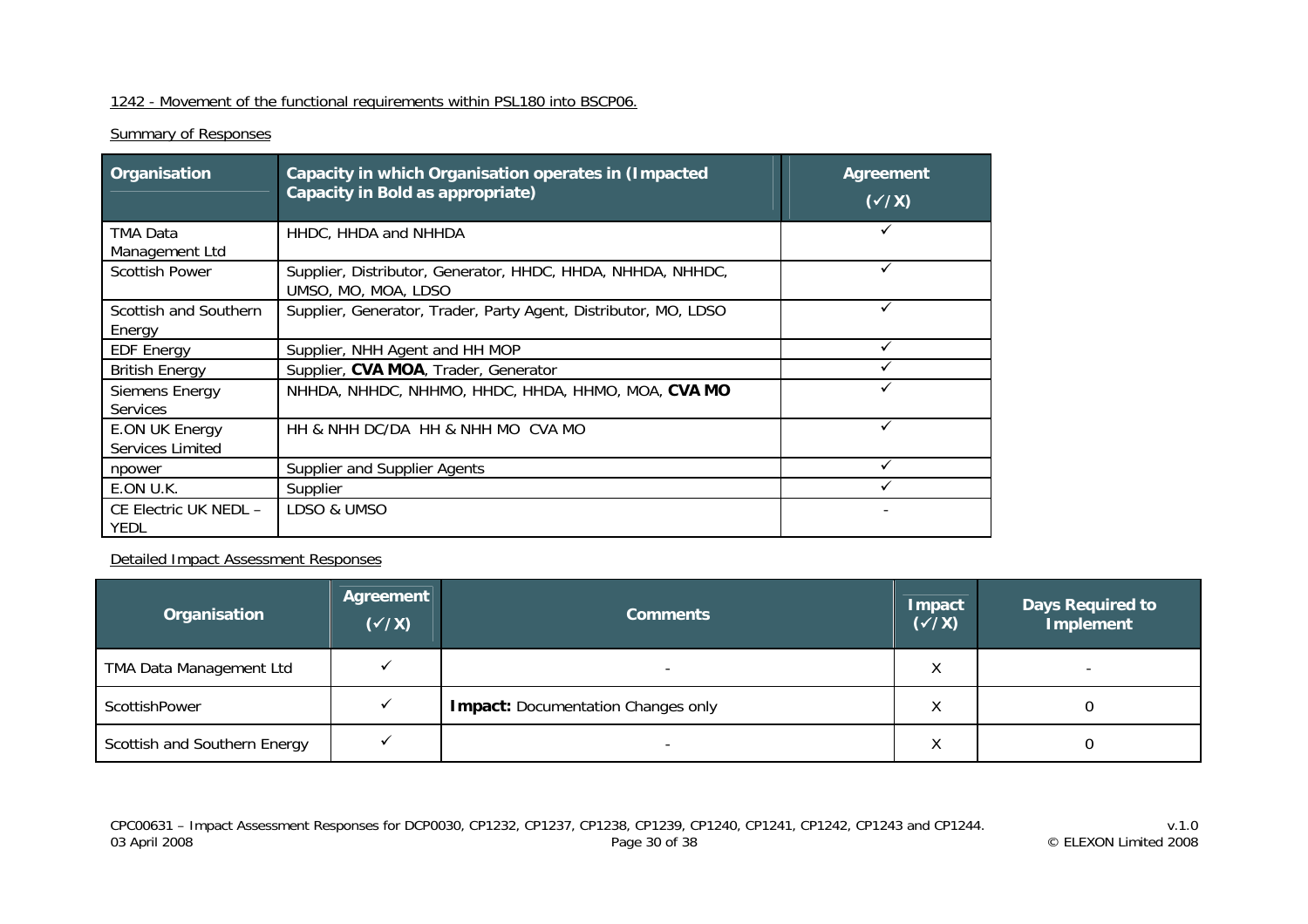1242 - Movement of the functional requirements within PSL180 into BSCP06.

Summary of Responses

| Organisation | Capacity in which Organisation operates in (Impacted Capacity in Bold as appropriate) | Agreement (✓/X) |
|---|---|---|
| TMA Data Management Ltd | HHDC, HHDA and NHHDA | ✓ |
| Scottish Power | Supplier, Distributor, Generator, HHDC, HHDA, NHHDA, NHHDC, UMSO, MO, MOA, LDSO | ✓ |
| Scottish and Southern Energy | Supplier, Generator, Trader, Party Agent, Distributor, MO, LDSO | ✓ |
| EDF Energy | Supplier, NHH Agent and HH MOP | ✓ |
| British Energy | Supplier, **CVA MOA**, Trader, Generator | ✓ |
| Siemens Energy Services | NHHDA, NHHDC, NHHMO, HHDC, HHDA, HHMO, MOA, **CVA MO** | ✓ |
| E.ON UK Energy Services Limited | HH & NHH DC/DA HH & NHH MO CVA MO | ✓ |
| npower | Supplier and Supplier Agents | ✓ |
| E.ON U.K. | Supplier | ✓ |
| CE Electric UK NEDL – YEDL | LDSO & UMSO | - |

Detailed Impact Assessment Responses

| Organisation | Agreement (✓/X) | Comments | Impact (✓/X) | Days Required to Implement |
|---|---|---|---|---|
| TMA Data Management Ltd | ✓ | - | X | - |
| ScottishPower | ✓ | **Impact:** Documentation Changes only | X | 0 |
| Scottish and Southern Energy | ✓ | - | X | 0 |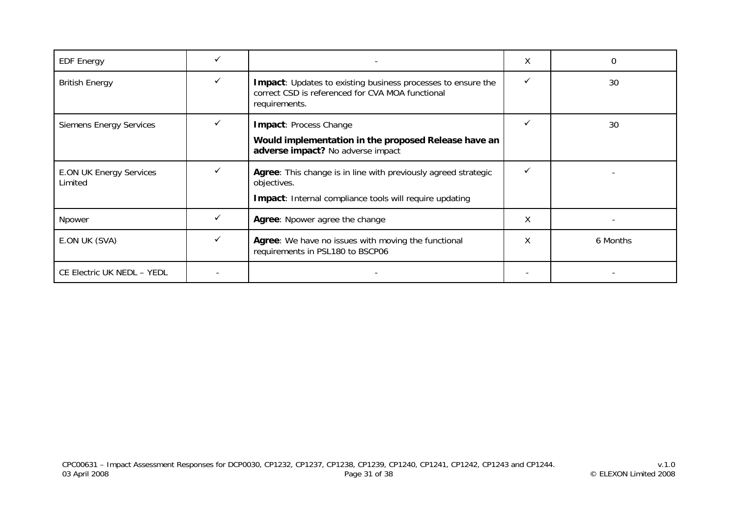| | | | | |
|---|---|---|---|---|
| EDF Energy | ✓ | - | X | 0 |
| British Energy | ✓ | **Impact**: Updates to existing business processes to ensure the correct CSD is referenced for CVA MOA functional requirements. | ✓ | 30 |
| Siemens Energy Services | ✓ | **Impact**: Process Change<br><br>**Would implementation in the proposed Release have an adverse impact?** No adverse impact | ✓ | 30 |
| E.ON UK Energy Services Limited | ✓ | **Agree**: This change is in line with previously agreed strategic objectives.<br><br>**Impact**: Internal compliance tools will require updating | ✓ | - |
| Npower | ✓ | **Agree**: Npower agree the change | X | - |
| E.ON UK (SVA) | ✓ | **Agree**: We have no issues with moving the functional requirements in PSL180 to BSCP06 | X | 6 Months |
| CE Electric UK NEDL – YEDL | - | - | - | - |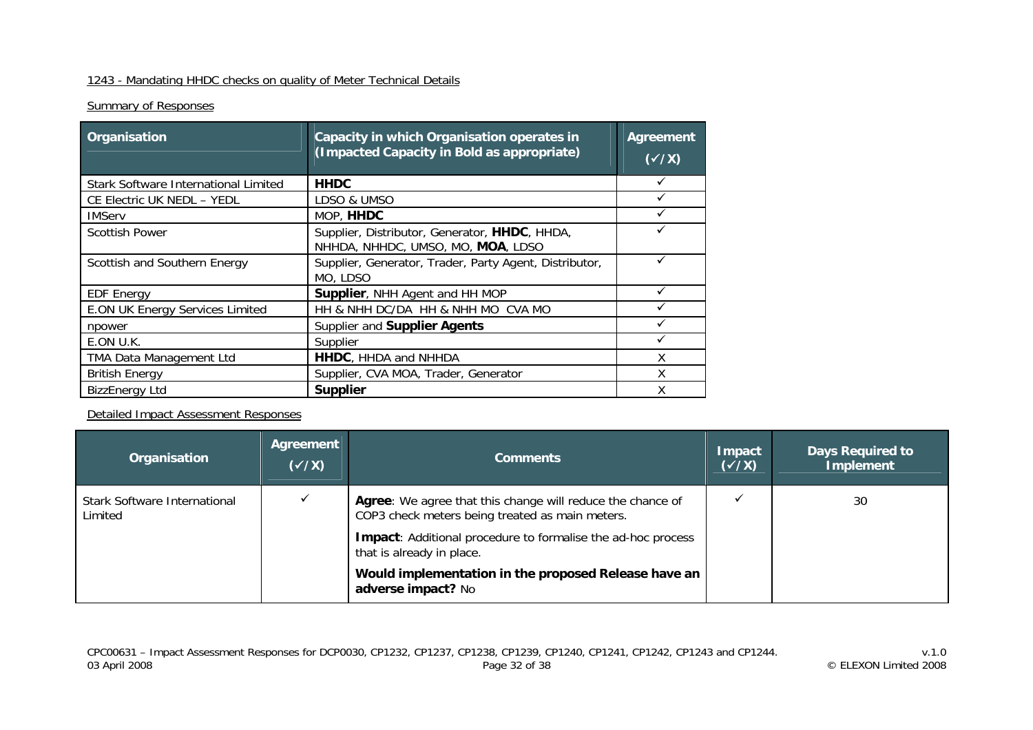1243 - Mandating HHDC checks on quality of Meter Technical Details

Summary of Responses

| Organisation | Capacity in which Organisation operates in (Impacted Capacity in Bold as appropriate) | Agreement (✓/X) |
|---|---|---|
| Stark Software International Limited | **HHDC** | ✓ |
| CE Electric UK NEDL – YEDL | LDSO & UMSO | ✓ |
| IMServ | MOP, **HHDC** | ✓ |
| Scottish Power | Supplier, Distributor, Generator, **HHDC**, HHDA, NHHDA, NHHDC, UMSO, MO, **MOA**, LDSO | ✓ |
| Scottish and Southern Energy | Supplier, Generator, Trader, Party Agent, Distributor, MO, LDSO | ✓ |
| EDF Energy | **Supplier**, NHH Agent and HH MOP | ✓ |
| E.ON UK Energy Services Limited | HH & NHH DC/DA HH & NHH MO CVA MO | ✓ |
| npower | Supplier and **Supplier Agents** | ✓ |
| E.ON U.K. | Supplier | ✓ |
| TMA Data Management Ltd | **HHDC**, HHDA and NHHDA | X |
| British Energy | Supplier, CVA MOA, Trader, Generator | X |
| BizzEnergy Ltd | **Supplier** | X |

Detailed Impact Assessment Responses

| Organisation | Agreement (✓/X) | Comments | Impact (✓/X) | Days Required to Implement |
|---|---|---|---|---|
| Stark Software International Limited | ✓ | **Agree**: We agree that this change will reduce the chance of COP3 check meters being treated as main meters.<br><br>**Impact**: Additional procedure to formalise the ad-hoc process that is already in place.<br><br>**Would implementation in the proposed Release have an adverse impact?** No | ✓ | 30 |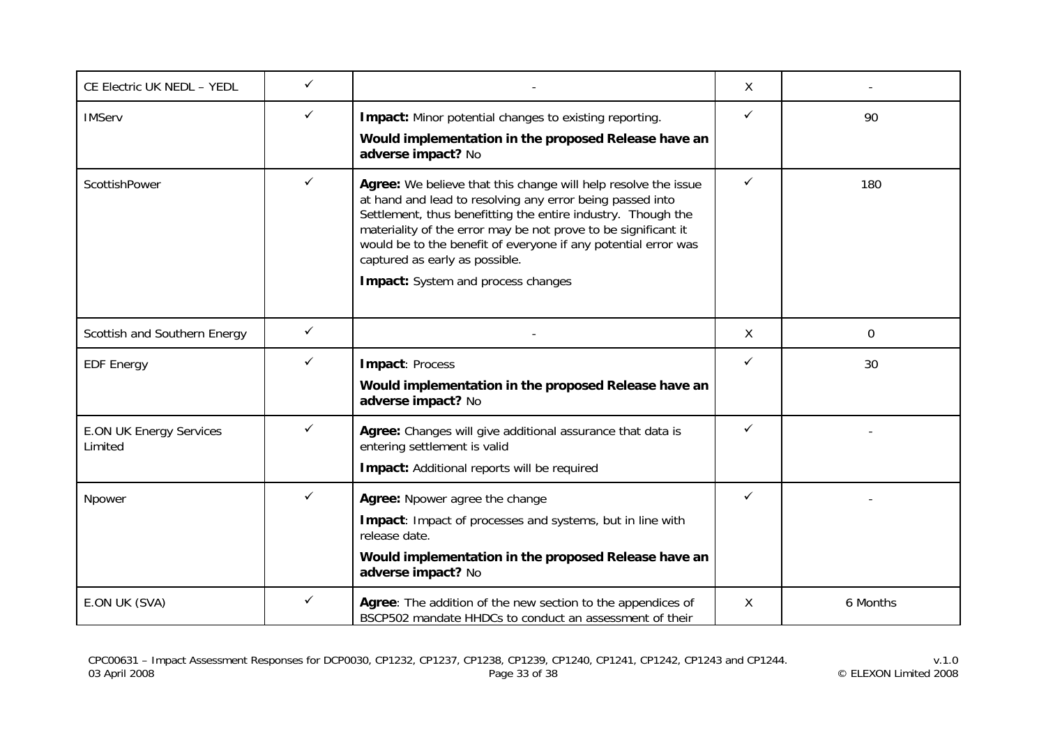| CE Electric UK NEDL – YEDL | ✓ | - | X | - |
|---|---|---|---|---|
| IMServ | ✓ | **Impact:** Minor potential changes to existing reporting.<br>**Would implementation in the proposed Release have an adverse impact?** No | ✓ | 90 |
| ScottishPower | ✓ | **Agree:** We believe that this change will help resolve the issue at hand and lead to resolving any error being passed into Settlement, thus benefitting the entire industry. Though the materiality of the error may be not prove to be significant it would be to the benefit of everyone if any potential error was captured as early as possible.<br>**Impact:** System and process changes | ✓ | 180 |
| Scottish and Southern Energy | ✓ | - | X | 0 |
| EDF Energy | ✓ | **Impact**: Process<br>**Would implementation in the proposed Release have an adverse impact?** No | ✓ | 30 |
| E.ON UK Energy Services Limited | ✓ | **Agree:** Changes will give additional assurance that data is entering settlement is valid<br>**Impact:** Additional reports will be required | ✓ | - |
| Npower | ✓ | **Agree:** Npower agree the change<br>**Impact**: Impact of processes and systems, but in line with release date.<br>**Would implementation in the proposed Release have an adverse impact?** No | ✓ | - |
| E.ON UK (SVA) | ✓ | **Agree**: The addition of the new section to the appendices of BSCP502 mandate HHDCs to conduct an assessment of their | X | 6 Months |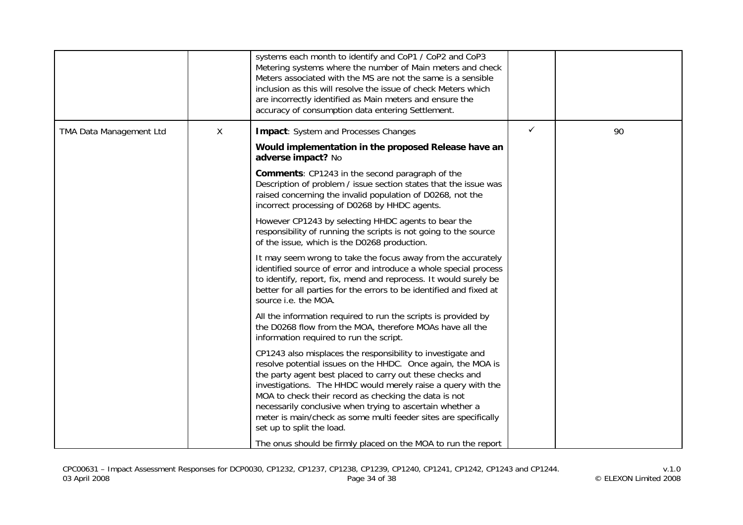| | | | | |
|---|---|---|---|---|
| | | systems each month to identify and CoP1 / CoP2 and CoP3 Metering systems where the number of Main meters and check Meters associated with the MS are not the same is a sensible inclusion as this will resolve the issue of check Meters which are incorrectly identified as Main meters and ensure the accuracy of consumption data entering Settlement. | | |
| TMA Data Management Ltd | X | **Impact**: System and Processes Changes<br><br>**Would implementation in the proposed Release have an adverse impact?** No<br><br>**Comments**: CP1243 in the second paragraph of the Description of problem / issue section states that the issue was raised concerning the invalid population of D0268, not the incorrect processing of D0268 by HHDC agents.<br><br>However CP1243 by selecting HHDC agents to bear the responsibility of running the scripts is not going to the source of the issue, which is the D0268 production.<br><br>It may seem wrong to take the focus away from the accurately identified source of error and introduce a whole special process to identify, report, fix, mend and reprocess. It would surely be better for all parties for the errors to be identified and fixed at source i.e. the MOA.<br><br>All the information required to run the scripts is provided by the D0268 flow from the MOA, therefore MOAs have all the information required to run the script.<br><br>CP1243 also misplaces the responsibility to investigate and resolve potential issues on the HHDC. Once again, the MOA is the party agent best placed to carry out these checks and investigations. The HHDC would merely raise a query with the MOA to check their record as checking the data is not necessarily conclusive when trying to ascertain whether a meter is main/check as some multi feeder sites are specifically set up to split the load.<br><br>The onus should be firmly placed on the MOA to run the report | ✓ | 90 |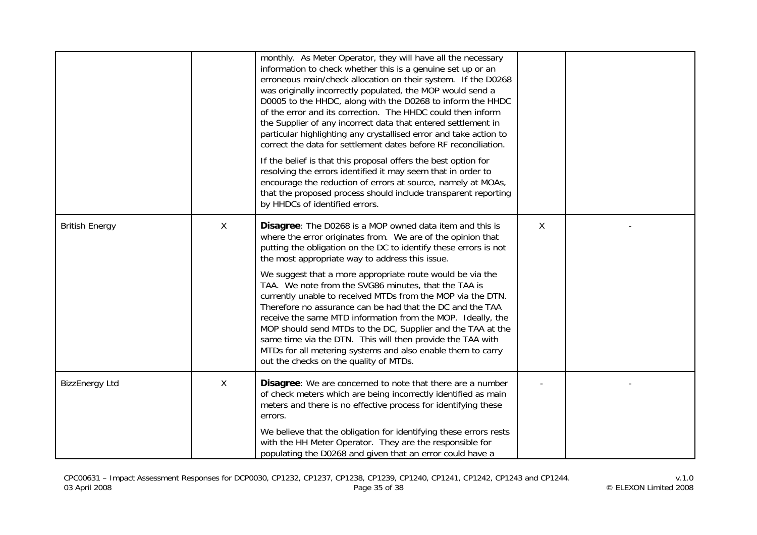|  |  |  |  |  |
|---|---|---|---|---|
|  |  | monthly. As Meter Operator, they will have all the necessary information to check whether this is a genuine set up or an erroneous main/check allocation on their system. If the D0268 was originally incorrectly populated, the MOP would send a D0005 to the HHDC, along with the D0268 to inform the HHDC of the error and its correction. The HHDC could then inform the Supplier of any incorrect data that entered settlement in particular highlighting any crystallised error and take action to correct the data for settlement dates before RF reconciliation.<br><br>If the belief is that this proposal offers the best option for resolving the errors identified it may seem that in order to encourage the reduction of errors at source, namely at MOAs, that the proposed process should include transparent reporting by HHDCs of identified errors. |  |  |
| British Energy | X | **Disagree**: The D0268 is a MOP owned data item and this is where the error originates from. We are of the opinion that putting the obligation on the DC to identify these errors is not the most appropriate way to address this issue.<br><br>We suggest that a more appropriate route would be via the TAA. We note from the SVG86 minutes, that the TAA is currently unable to received MTDs from the MOP via the DTN. Therefore no assurance can be had that the DC and the TAA receive the same MTD information from the MOP. Ideally, the MOP should send MTDs to the DC, Supplier and the TAA at the same time via the DTN. This will then provide the TAA with MTDs for all metering systems and also enable them to carry out the checks on the quality of MTDs. | X | - |
| BizzEnergy Ltd | X | **Disagree**: We are concerned to note that there are a number of check meters which are being incorrectly identified as main meters and there is no effective process for identifying these errors.<br><br>We believe that the obligation for identifying these errors rests with the HH Meter Operator. They are the responsible for populating the D0268 and given that an error could have a | - | - |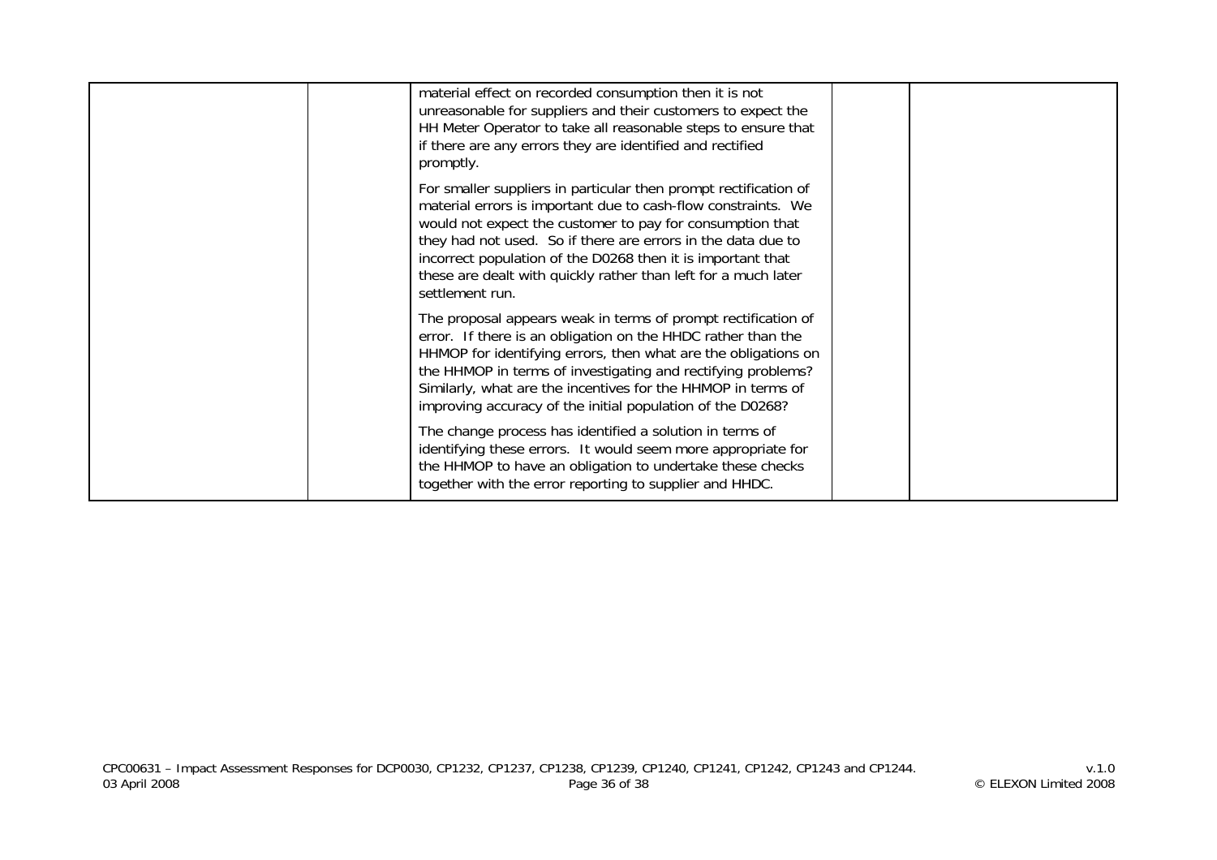|  |  |  |  |  |
|---|---|---|---|---|
|  |  | material effect on recorded consumption then it is not unreasonable for suppliers and their customers to expect the HH Meter Operator to take all reasonable steps to ensure that if there are any errors they are identified and rectified promptly.<br><br>For smaller suppliers in particular then prompt rectification of material errors is important due to cash-flow constraints. We would not expect the customer to pay for consumption that they had not used. So if there are errors in the data due to incorrect population of the D0268 then it is important that these are dealt with quickly rather than left for a much later settlement run.<br><br>The proposal appears weak in terms of prompt rectification of error. If there is an obligation on the HHDC rather than the HHMOP for identifying errors, then what are the obligations on the HHMOP in terms of investigating and rectifying problems? Similarly, what are the incentives for the HHMOP in terms of improving accuracy of the initial population of the D0268?<br><br>The change process has identified a solution in terms of identifying these errors. It would seem more appropriate for the HHMOP to have an obligation to undertake these checks together with the error reporting to supplier and HHDC. |  |  |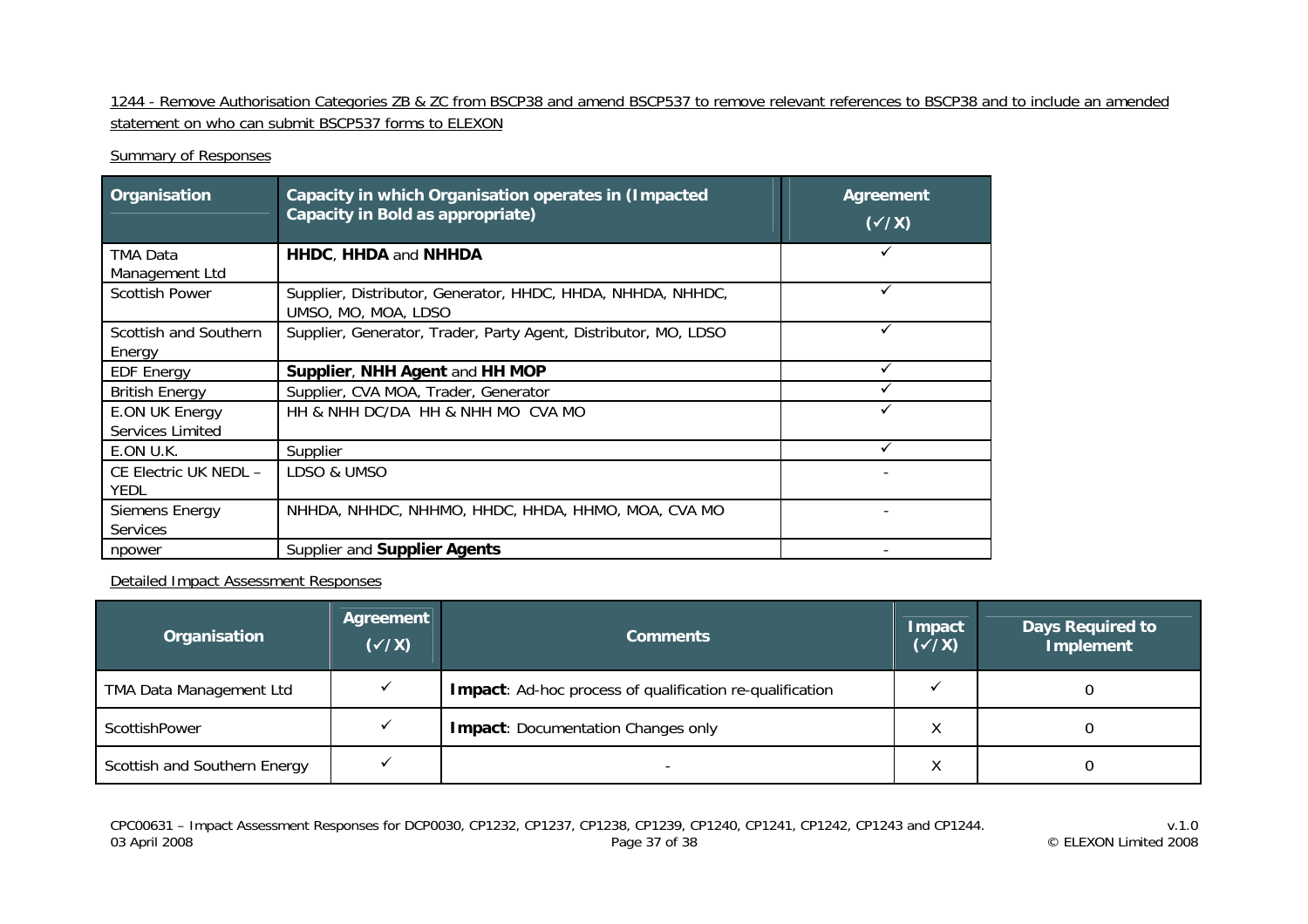1244 - Remove Authorisation Categories ZB & ZC from BSCP38 and amend BSCP537 to remove relevant references to BSCP38 and to include an amended statement on who can submit BSCP537 forms to ELEXON

Summary of Responses

| Organisation | Capacity in which Organisation operates in (Impacted Capacity in Bold as appropriate) | Agreement (✓/X) |
|---|---|---|
| TMA Data Management Ltd | **HHDC**, **HHDA** and **NHHDA** | ✓ |
| Scottish Power | Supplier, Distributor, Generator, HHDC, HHDA, NHHDA, NHHDC, UMSO, MO, MOA, LDSO | ✓ |
| Scottish and Southern Energy | Supplier, Generator, Trader, Party Agent, Distributor, MO, LDSO | ✓ |
| EDF Energy | **Supplier**, **NHH Agent** and **HH MOP** | ✓ |
| British Energy | Supplier, CVA MOA, Trader, Generator | ✓ |
| E.ON UK Energy Services Limited | HH & NHH DC/DA HH & NHH MO CVA MO | ✓ |
| E.ON U.K. | Supplier | ✓ |
| CE Electric UK NEDL – YEDL | LDSO & UMSO | - |
| Siemens Energy Services | NHHDA, NHHDC, NHHMO, HHDC, HHDA, HHMO, MOA, CVA MO | - |
| npower | Supplier and **Supplier Agents** | - |

Detailed Impact Assessment Responses

| Organisation | Agreement (✓/X) | Comments | Impact (✓/X) | Days Required to Implement |
|---|---|---|---|---|
| TMA Data Management Ltd | ✓ | **Impact**: Ad-hoc process of qualification re-qualification | ✓ | 0 |
| ScottishPower | ✓ | **Impact**: Documentation Changes only | X | 0 |
| Scottish and Southern Energy | ✓ | - | X | 0 |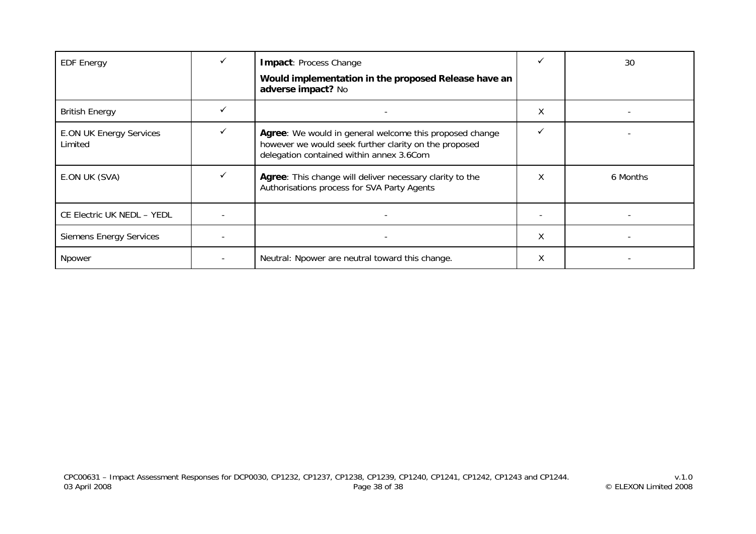| | | | | |
|---|---|---|---|---|
| EDF Energy | ✓ | **Impact**: Process Change<br>**Would implementation in the proposed Release have an adverse impact?** No | ✓ | 30 |
| British Energy | ✓ | - | X | - |
| E.ON UK Energy Services Limited | ✓ | **Agree**: We would in general welcome this proposed change however we would seek further clarity on the proposed delegation contained within annex 3.6Com | ✓ | - |
| E.ON UK (SVA) | ✓ | **Agree**: This change will deliver necessary clarity to the Authorisations process for SVA Party Agents | X | 6 Months |
| CE Electric UK NEDL – YEDL | - | - | - | - |
| Siemens Energy Services | - | - | X | - |
| Npower | - | Neutral: Npower are neutral toward this change. | X | - |